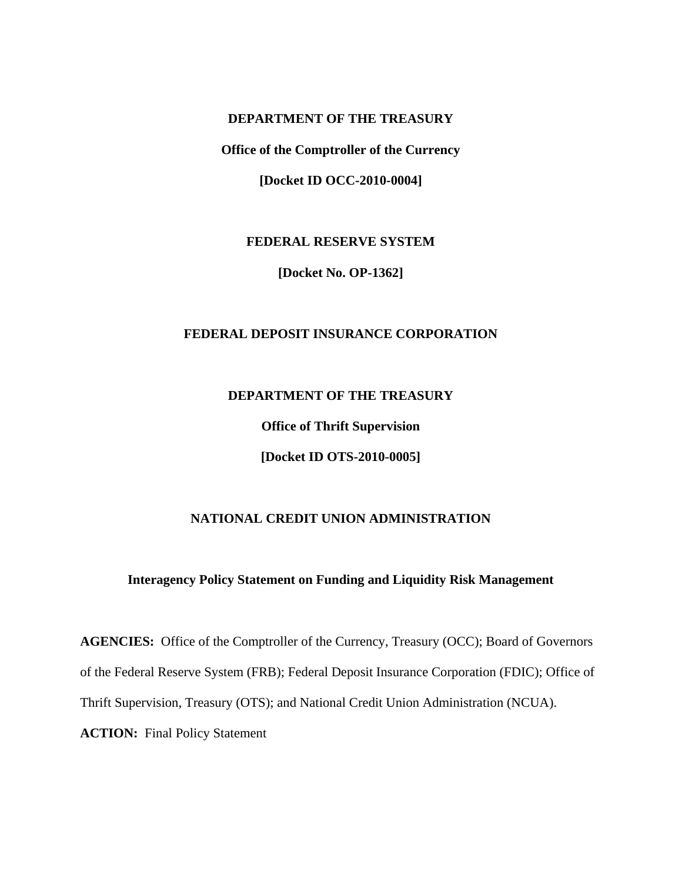**DEPARTMENT OF THE TREASURY**

**Office of the Comptroller of the Currency**

**[Docket ID OCC-2010-0004]**

**FEDERAL RESERVE SYSTEM**

**[Docket No. OP-1362]**

**FEDERAL DEPOSIT INSURANCE CORPORATION**

**DEPARTMENT OF THE TREASURY**

**Office of Thrift Supervision**

**[Docket ID OTS-2010-0005]**

**NATIONAL CREDIT UNION ADMINISTRATION**

# Interagency Policy Statement on Funding and Liquidity Risk Management

**AGENCIES:** Office of the Comptroller of the Currency, Treasury (OCC); Board of Governors of the Federal Reserve System (FRB); Federal Deposit Insurance Corporation (FDIC); Office of Thrift Supervision, Treasury (OTS); and National Credit Union Administration (NCUA).

**ACTION:** Final Policy Statement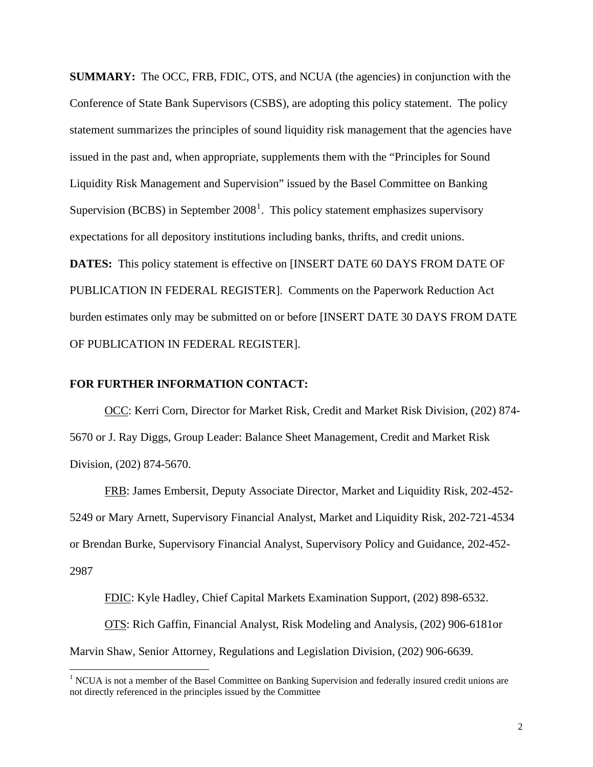**SUMMARY:** The OCC, FRB, FDIC, OTS, and NCUA (the agencies) in conjunction with the Conference of State Bank Supervisors (CSBS), are adopting this policy statement. The policy statement summarizes the principles of sound liquidity risk management that the agencies have issued in the past and, when appropriate, supplements them with the "Principles for Sound Liquidity Risk Management and Supervision" issued by the Basel Committee on Banking Supervision (BCBS) in September 2008[1]. This policy statement emphasizes supervisory expectations for all depository institutions including banks, thrifts, and credit unions.

**DATES:** This policy statement is effective on [INSERT DATE 60 DAYS FROM DATE OF PUBLICATION IN FEDERAL REGISTER]. Comments on the Paperwork Reduction Act burden estimates only may be submitted on or before [INSERT DATE 30 DAYS FROM DATE OF PUBLICATION IN FEDERAL REGISTER].

**FOR FURTHER INFORMATION CONTACT:**

OCC: Kerri Corn, Director for Market Risk, Credit and Market Risk Division, (202) 874-5670 or J. Ray Diggs, Group Leader: Balance Sheet Management, Credit and Market Risk Division, (202) 874-5670.

FRB: James Embersit, Deputy Associate Director, Market and Liquidity Risk, 202-452-5249 or Mary Arnett, Supervisory Financial Analyst, Market and Liquidity Risk, 202-721-4534 or Brendan Burke, Supervisory Financial Analyst, Supervisory Policy and Guidance, 202-452-2987

FDIC: Kyle Hadley, Chief Capital Markets Examination Support, (202) 898-6532.

OTS: Rich Gaffin, Financial Analyst, Risk Modeling and Analysis, (202) 906-6181or Marvin Shaw, Senior Attorney, Regulations and Legislation Division, (202) 906-6639.

[1] NCUA is not a member of the Basel Committee on Banking Supervision and federally insured credit unions are not directly referenced in the principles issued by the Committee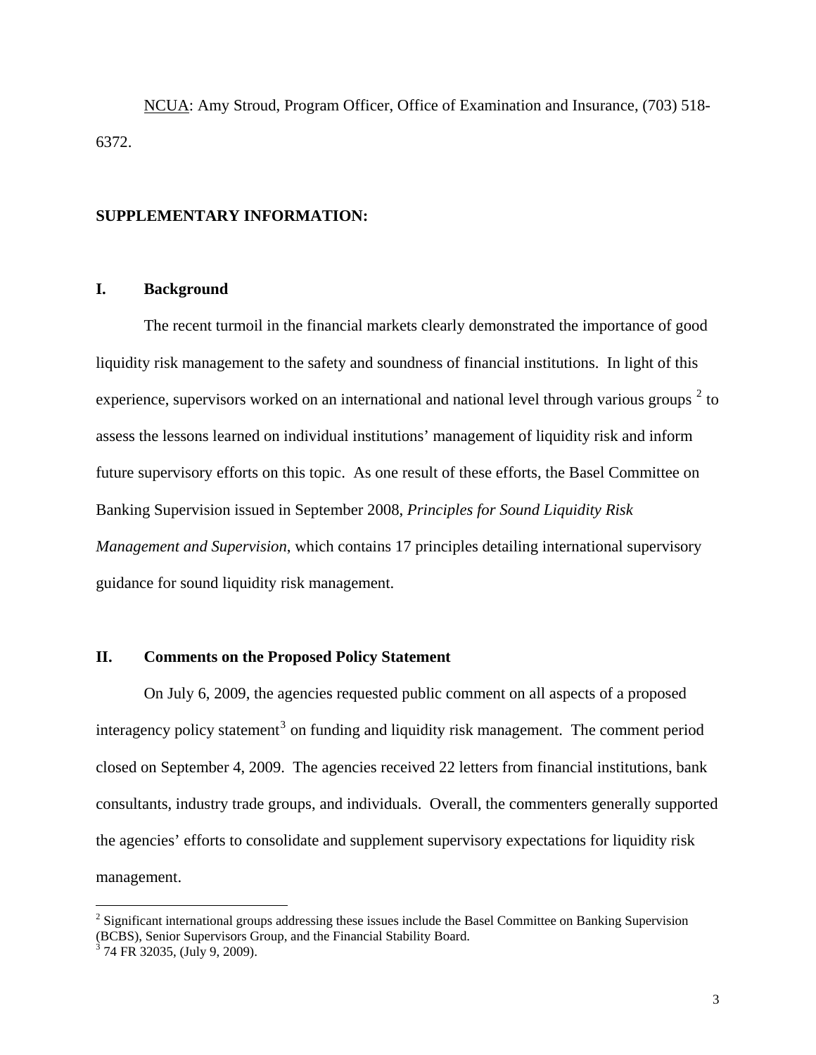NCUA: Amy Stroud, Program Officer, Office of Examination and Insurance, (703) 518-6372.

**SUPPLEMENTARY INFORMATION:**

## I. Background

The recent turmoil in the financial markets clearly demonstrated the importance of good liquidity risk management to the safety and soundness of financial institutions. In light of this experience, supervisors worked on an international and national level through various groups [2] to assess the lessons learned on individual institutions' management of liquidity risk and inform future supervisory efforts on this topic. As one result of these efforts, the Basel Committee on Banking Supervision issued in September 2008, *Principles for Sound Liquidity Risk Management and Supervision*, which contains 17 principles detailing international supervisory guidance for sound liquidity risk management.

## II. Comments on the Proposed Policy Statement

On July 6, 2009, the agencies requested public comment on all aspects of a proposed interagency policy statement[3] on funding and liquidity risk management. The comment period closed on September 4, 2009. The agencies received 22 letters from financial institutions, bank consultants, industry trade groups, and individuals. Overall, the commenters generally supported the agencies' efforts to consolidate and supplement supervisory expectations for liquidity risk management.

---

[2] Significant international groups addressing these issues include the Basel Committee on Banking Supervision (BCBS), Senior Supervisors Group, and the Financial Stability Board.

[3] 74 FR 32035, (July 9, 2009).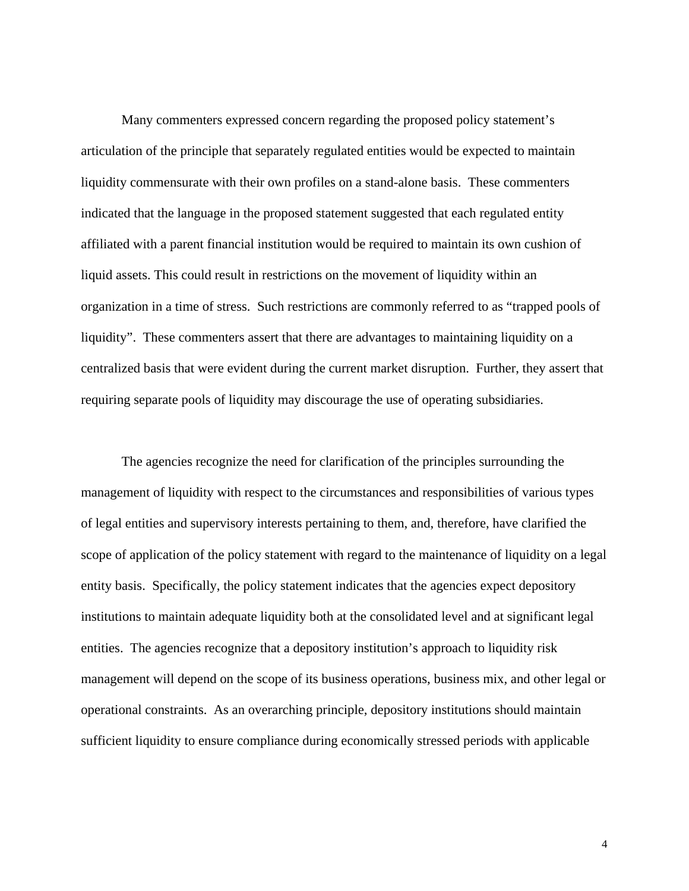Many commenters expressed concern regarding the proposed policy statement's articulation of the principle that separately regulated entities would be expected to maintain liquidity commensurate with their own profiles on a stand-alone basis. These commenters indicated that the language in the proposed statement suggested that each regulated entity affiliated with a parent financial institution would be required to maintain its own cushion of liquid assets. This could result in restrictions on the movement of liquidity within an organization in a time of stress. Such restrictions are commonly referred to as "trapped pools of liquidity". These commenters assert that there are advantages to maintaining liquidity on a centralized basis that were evident during the current market disruption. Further, they assert that requiring separate pools of liquidity may discourage the use of operating subsidiaries.

The agencies recognize the need for clarification of the principles surrounding the management of liquidity with respect to the circumstances and responsibilities of various types of legal entities and supervisory interests pertaining to them, and, therefore, have clarified the scope of application of the policy statement with regard to the maintenance of liquidity on a legal entity basis. Specifically, the policy statement indicates that the agencies expect depository institutions to maintain adequate liquidity both at the consolidated level and at significant legal entities. The agencies recognize that a depository institution's approach to liquidity risk management will depend on the scope of its business operations, business mix, and other legal or operational constraints. As an overarching principle, depository institutions should maintain sufficient liquidity to ensure compliance during economically stressed periods with applicable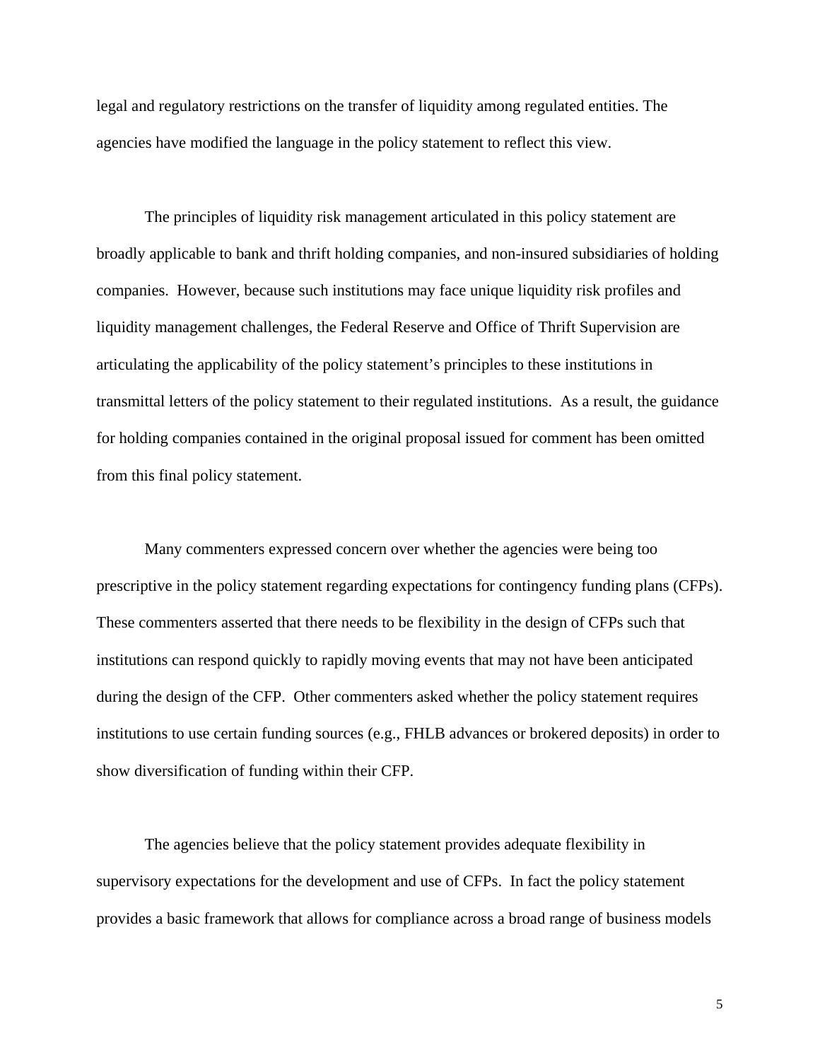legal and regulatory restrictions on the transfer of liquidity among regulated entities. The agencies have modified the language in the policy statement to reflect this view.

The principles of liquidity risk management articulated in this policy statement are broadly applicable to bank and thrift holding companies, and non-insured subsidiaries of holding companies. However, because such institutions may face unique liquidity risk profiles and liquidity management challenges, the Federal Reserve and Office of Thrift Supervision are articulating the applicability of the policy statement's principles to these institutions in transmittal letters of the policy statement to their regulated institutions. As a result, the guidance for holding companies contained in the original proposal issued for comment has been omitted from this final policy statement.

Many commenters expressed concern over whether the agencies were being too prescriptive in the policy statement regarding expectations for contingency funding plans (CFPs). These commenters asserted that there needs to be flexibility in the design of CFPs such that institutions can respond quickly to rapidly moving events that may not have been anticipated during the design of the CFP. Other commenters asked whether the policy statement requires institutions to use certain funding sources (e.g., FHLB advances or brokered deposits) in order to show diversification of funding within their CFP.

The agencies believe that the policy statement provides adequate flexibility in supervisory expectations for the development and use of CFPs. In fact the policy statement provides a basic framework that allows for compliance across a broad range of business models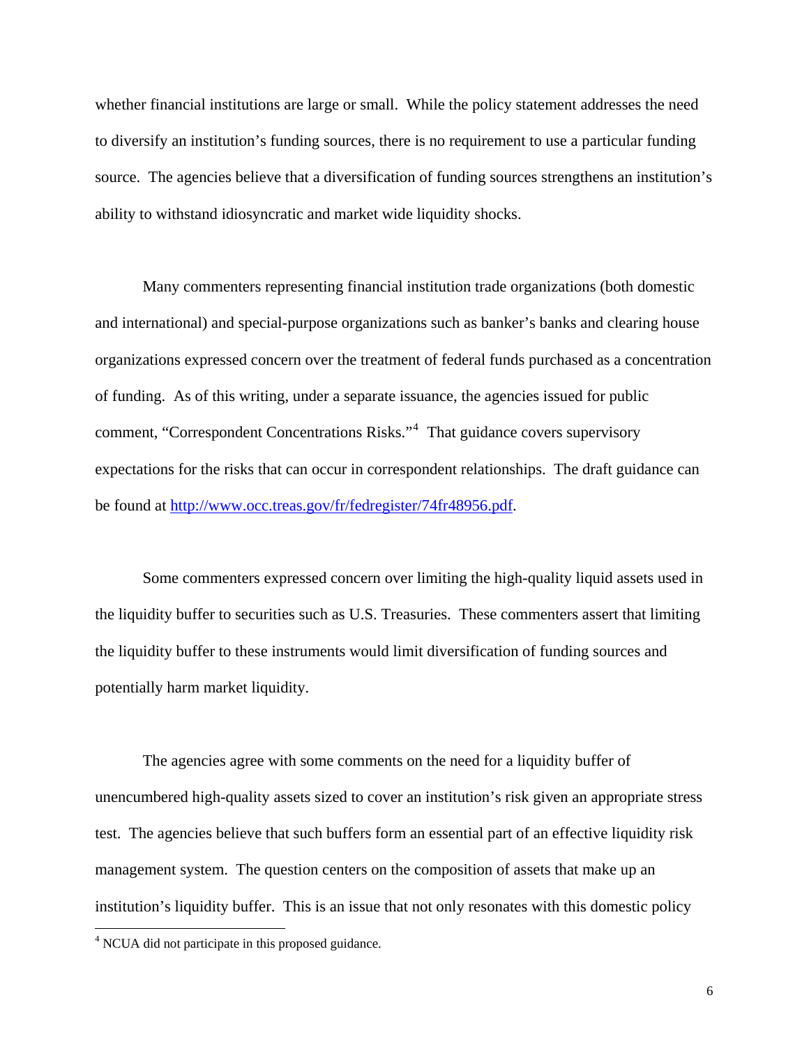whether financial institutions are large or small. While the policy statement addresses the need to diversify an institution's funding sources, there is no requirement to use a particular funding source. The agencies believe that a diversification of funding sources strengthens an institution's ability to withstand idiosyncratic and market wide liquidity shocks.

Many commenters representing financial institution trade organizations (both domestic and international) and special-purpose organizations such as banker's banks and clearing house organizations expressed concern over the treatment of federal funds purchased as a concentration of funding. As of this writing, under a separate issuance, the agencies issued for public comment, "Correspondent Concentrations Risks."[4] That guidance covers supervisory expectations for the risks that can occur in correspondent relationships. The draft guidance can be found at http://www.occ.treas.gov/fr/fedregister/74fr48956.pdf.

Some commenters expressed concern over limiting the high-quality liquid assets used in the liquidity buffer to securities such as U.S. Treasuries. These commenters assert that limiting the liquidity buffer to these instruments would limit diversification of funding sources and potentially harm market liquidity.

The agencies agree with some comments on the need for a liquidity buffer of unencumbered high-quality assets sized to cover an institution's risk given an appropriate stress test. The agencies believe that such buffers form an essential part of an effective liquidity risk management system. The question centers on the composition of assets that make up an institution's liquidity buffer. This is an issue that not only resonates with this domestic policy

[4] NCUA did not participate in this proposed guidance.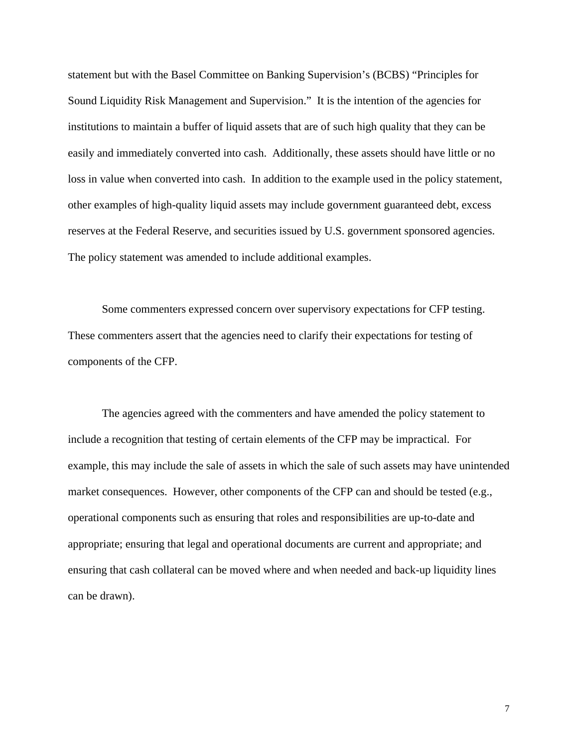statement but with the Basel Committee on Banking Supervision's (BCBS) "Principles for Sound Liquidity Risk Management and Supervision." It is the intention of the agencies for institutions to maintain a buffer of liquid assets that are of such high quality that they can be easily and immediately converted into cash. Additionally, these assets should have little or no loss in value when converted into cash. In addition to the example used in the policy statement, other examples of high-quality liquid assets may include government guaranteed debt, excess reserves at the Federal Reserve, and securities issued by U.S. government sponsored agencies. The policy statement was amended to include additional examples.

Some commenters expressed concern over supervisory expectations for CFP testing. These commenters assert that the agencies need to clarify their expectations for testing of components of the CFP.

The agencies agreed with the commenters and have amended the policy statement to include a recognition that testing of certain elements of the CFP may be impractical. For example, this may include the sale of assets in which the sale of such assets may have unintended market consequences. However, other components of the CFP can and should be tested (e.g., operational components such as ensuring that roles and responsibilities are up-to-date and appropriate; ensuring that legal and operational documents are current and appropriate; and ensuring that cash collateral can be moved where and when needed and back-up liquidity lines can be drawn).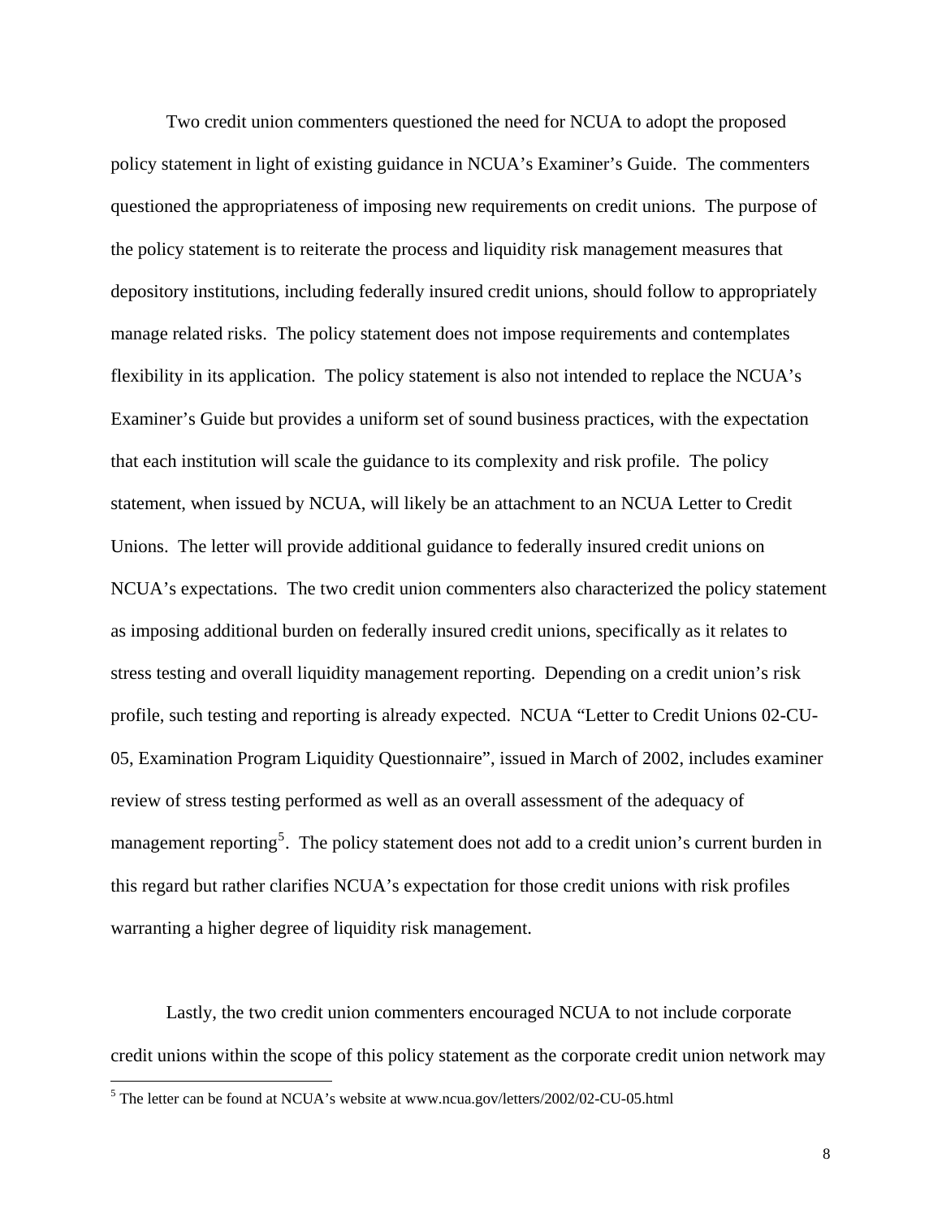Two credit union commenters questioned the need for NCUA to adopt the proposed policy statement in light of existing guidance in NCUA's Examiner's Guide. The commenters questioned the appropriateness of imposing new requirements on credit unions. The purpose of the policy statement is to reiterate the process and liquidity risk management measures that depository institutions, including federally insured credit unions, should follow to appropriately manage related risks. The policy statement does not impose requirements and contemplates flexibility in its application. The policy statement is also not intended to replace the NCUA's Examiner's Guide but provides a uniform set of sound business practices, with the expectation that each institution will scale the guidance to its complexity and risk profile. The policy statement, when issued by NCUA, will likely be an attachment to an NCUA Letter to Credit Unions. The letter will provide additional guidance to federally insured credit unions on NCUA's expectations. The two credit union commenters also characterized the policy statement as imposing additional burden on federally insured credit unions, specifically as it relates to stress testing and overall liquidity management reporting. Depending on a credit union's risk profile, such testing and reporting is already expected. NCUA "Letter to Credit Unions 02-CU-05, Examination Program Liquidity Questionnaire", issued in March of 2002, includes examiner review of stress testing performed as well as an overall assessment of the adequacy of management reporting[5]. The policy statement does not add to a credit union's current burden in this regard but rather clarifies NCUA's expectation for those credit unions with risk profiles warranting a higher degree of liquidity risk management.

Lastly, the two credit union commenters encouraged NCUA to not include corporate credit unions within the scope of this policy statement as the corporate credit union network may

[5] The letter can be found at NCUA's website at www.ncua.gov/letters/2002/02-CU-05.html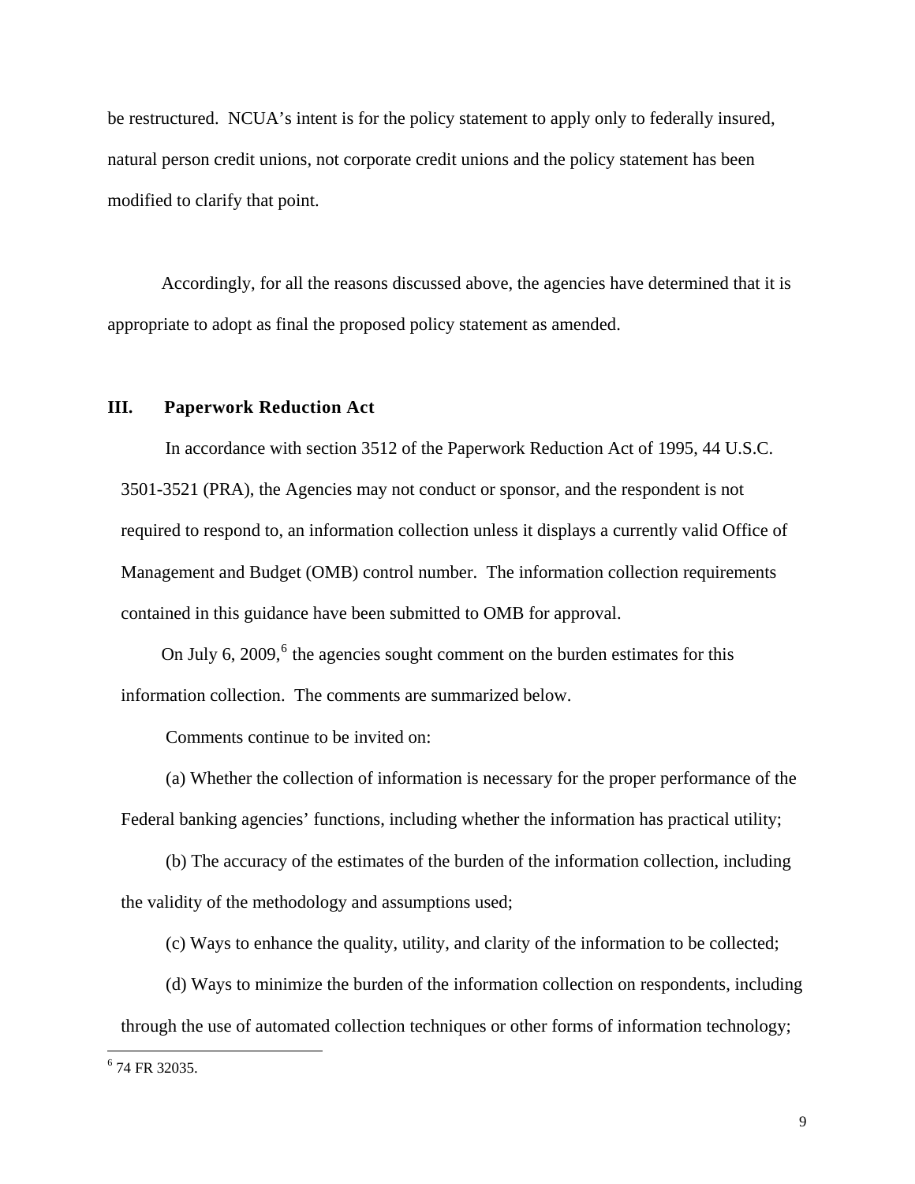be restructured. NCUA's intent is for the policy statement to apply only to federally insured, natural person credit unions, not corporate credit unions and the policy statement has been modified to clarify that point.

Accordingly, for all the reasons discussed above, the agencies have determined that it is appropriate to adopt as final the proposed policy statement as amended.

## III. Paperwork Reduction Act

In accordance with section 3512 of the Paperwork Reduction Act of 1995, 44 U.S.C. 3501-3521 (PRA), the Agencies may not conduct or sponsor, and the respondent is not required to respond to, an information collection unless it displays a currently valid Office of Management and Budget (OMB) control number. The information collection requirements contained in this guidance have been submitted to OMB for approval.

On July 6, 2009,[6] the agencies sought comment on the burden estimates for this information collection. The comments are summarized below.

Comments continue to be invited on:

(a) Whether the collection of information is necessary for the proper performance of the Federal banking agencies' functions, including whether the information has practical utility;

(b) The accuracy of the estimates of the burden of the information collection, including the validity of the methodology and assumptions used;

(c) Ways to enhance the quality, utility, and clarity of the information to be collected;

(d) Ways to minimize the burden of the information collection on respondents, including through the use of automated collection techniques or other forms of information technology;

---

[6] 74 FR 32035.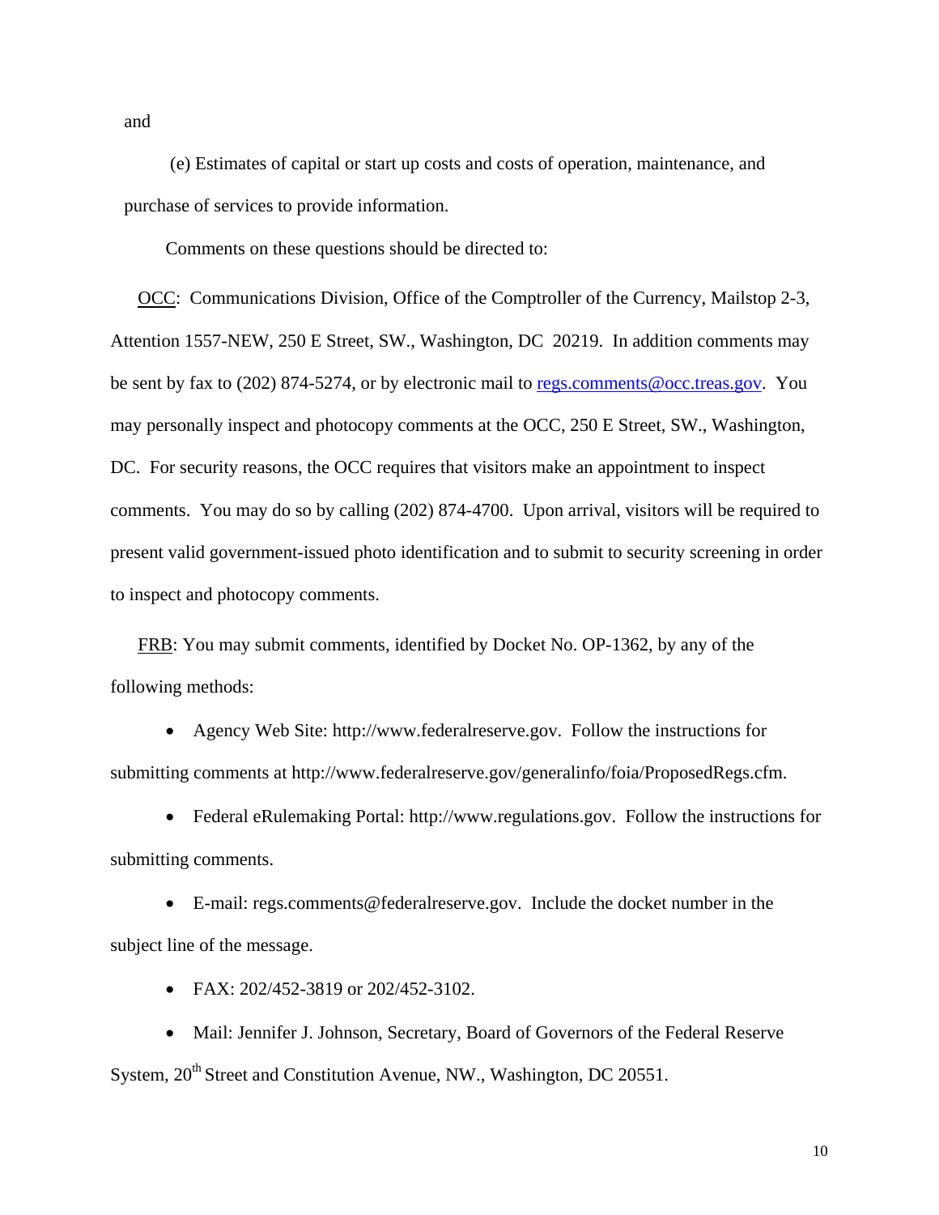and

(e) Estimates of capital or start up costs and costs of operation, maintenance, and purchase of services to provide information.

Comments on these questions should be directed to:

OCC: Communications Division, Office of the Comptroller of the Currency, Mailstop 2-3, Attention 1557-NEW, 250 E Street, SW., Washington, DC 20219. In addition comments may be sent by fax to (202) 874-5274, or by electronic mail to regs.comments@occ.treas.gov. You may personally inspect and photocopy comments at the OCC, 250 E Street, SW., Washington, DC. For security reasons, the OCC requires that visitors make an appointment to inspect comments. You may do so by calling (202) 874-4700. Upon arrival, visitors will be required to present valid government-issued photo identification and to submit to security screening in order to inspect and photocopy comments.

FRB: You may submit comments, identified by Docket No. OP-1362, by any of the following methods:

- Agency Web Site: http://www.federalreserve.gov. Follow the instructions for submitting comments at http://www.federalreserve.gov/generalinfo/foia/ProposedRegs.cfm.
- Federal eRulemaking Portal: http://www.regulations.gov. Follow the instructions for submitting comments.
- E-mail: regs.comments@federalreserve.gov. Include the docket number in the subject line of the message.
- FAX: 202/452-3819 or 202/452-3102.
- Mail: Jennifer J. Johnson, Secretary, Board of Governors of the Federal Reserve System, 20th Street and Constitution Avenue, NW., Washington, DC 20551.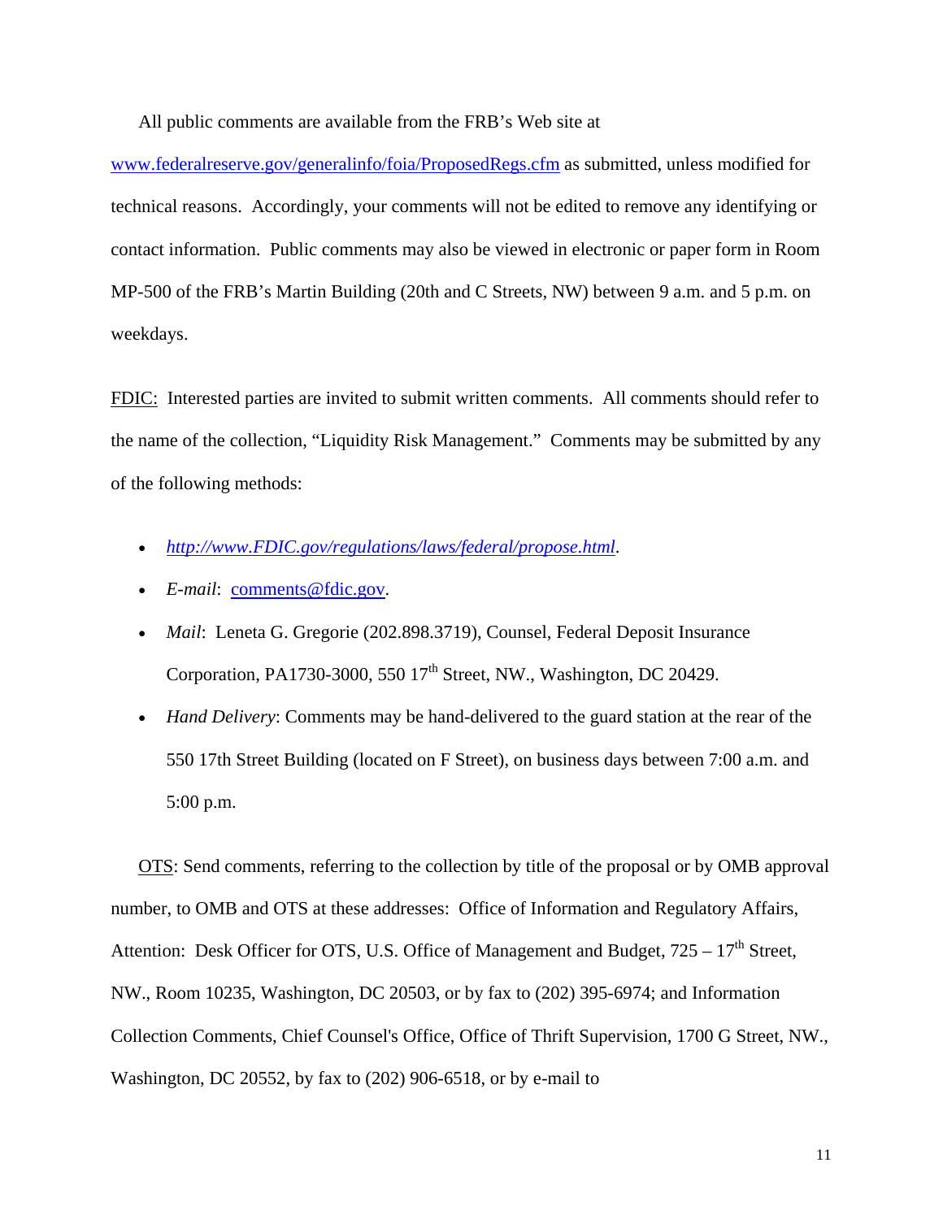All public comments are available from the FRB's Web site at www.federalreserve.gov/generalinfo/foia/ProposedRegs.cfm as submitted, unless modified for technical reasons. Accordingly, your comments will not be edited to remove any identifying or contact information. Public comments may also be viewed in electronic or paper form in Room MP-500 of the FRB's Martin Building (20th and C Streets, NW) between 9 a.m. and 5 p.m. on weekdays.

FDIC: Interested parties are invited to submit written comments. All comments should refer to the name of the collection, "Liquidity Risk Management." Comments may be submitted by any of the following methods:

- *http://www.FDIC.gov/regulations/laws/federal/propose.html*.
- *E-mail*: comments@fdic.gov.
- *Mail*: Leneta G. Gregorie (202.898.3719), Counsel, Federal Deposit Insurance Corporation, PA1730-3000, 550 17th Street, NW., Washington, DC 20429.
- *Hand Delivery*: Comments may be hand-delivered to the guard station at the rear of the 550 17th Street Building (located on F Street), on business days between 7:00 a.m. and 5:00 p.m.

OTS: Send comments, referring to the collection by title of the proposal or by OMB approval number, to OMB and OTS at these addresses: Office of Information and Regulatory Affairs, Attention: Desk Officer for OTS, U.S. Office of Management and Budget, 725 – 17th Street, NW., Room 10235, Washington, DC 20503, or by fax to (202) 395-6974; and Information Collection Comments, Chief Counsel's Office, Office of Thrift Supervision, 1700 G Street, NW., Washington, DC 20552, by fax to (202) 906-6518, or by e-mail to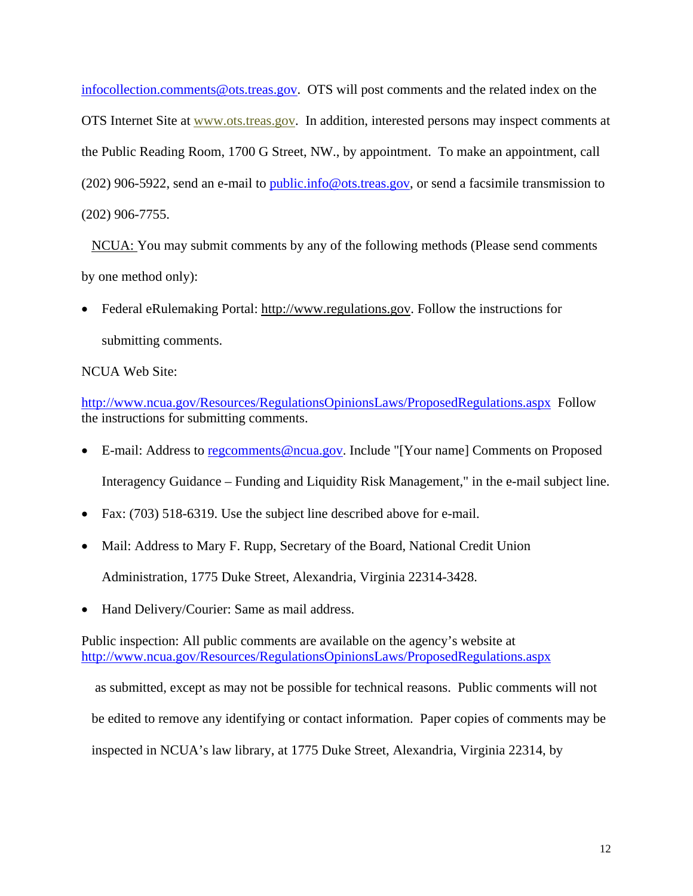infocollection.comments@ots.treas.gov. OTS will post comments and the related index on the OTS Internet Site at www.ots.treas.gov. In addition, interested persons may inspect comments at the Public Reading Room, 1700 G Street, NW., by appointment. To make an appointment, call (202) 906-5922, send an e-mail to public.info@ots.treas.gov, or send a facsimile transmission to (202) 906-7755.

NCUA: You may submit comments by any of the following methods (Please send comments by one method only):

- Federal eRulemaking Portal: http://www.regulations.gov. Follow the instructions for submitting comments.

NCUA Web Site:

http://www.ncua.gov/Resources/RegulationsOpinionsLaws/ProposedRegulations.aspx Follow the instructions for submitting comments.

- E-mail: Address to regcomments@ncua.gov. Include "[Your name] Comments on Proposed Interagency Guidance – Funding and Liquidity Risk Management," in the e-mail subject line.
- Fax: (703) 518-6319. Use the subject line described above for e-mail.
- Mail: Address to Mary F. Rupp, Secretary of the Board, National Credit Union Administration, 1775 Duke Street, Alexandria, Virginia 22314-3428.
- Hand Delivery/Courier: Same as mail address.

Public inspection: All public comments are available on the agency's website at http://www.ncua.gov/Resources/RegulationsOpinionsLaws/ProposedRegulations.aspx as submitted, except as may not be possible for technical reasons. Public comments will not be edited to remove any identifying or contact information. Paper copies of comments may be inspected in NCUA's law library, at 1775 Duke Street, Alexandria, Virginia 22314, by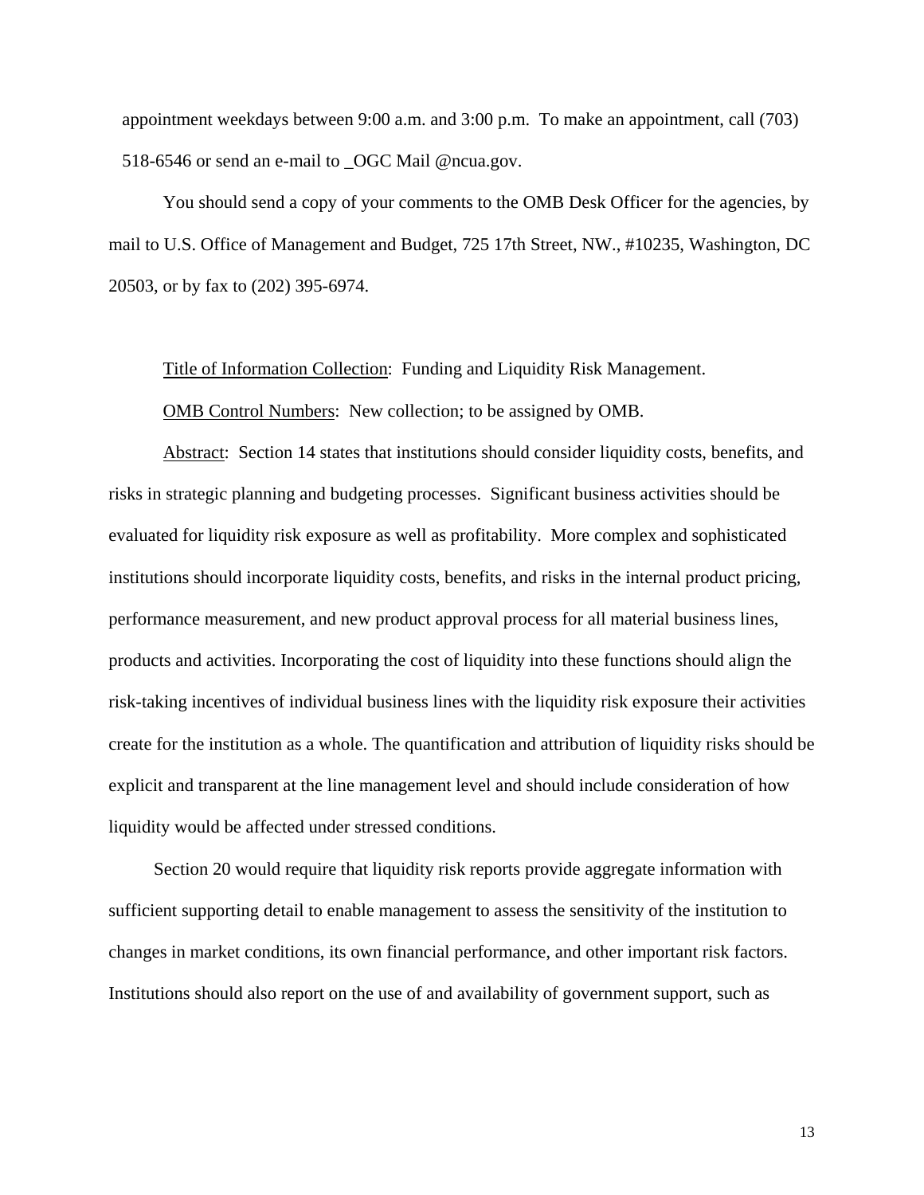appointment weekdays between 9:00 a.m. and 3:00 p.m. To make an appointment, call (703) 518-6546 or send an e-mail to _OGC Mail @ncua.gov.

You should send a copy of your comments to the OMB Desk Officer for the agencies, by mail to U.S. Office of Management and Budget, 725 17th Street, NW., #10235, Washington, DC 20503, or by fax to (202) 395-6974.

Title of Information Collection: Funding and Liquidity Risk Management.

OMB Control Numbers: New collection; to be assigned by OMB.

Abstract: Section 14 states that institutions should consider liquidity costs, benefits, and risks in strategic planning and budgeting processes. Significant business activities should be evaluated for liquidity risk exposure as well as profitability. More complex and sophisticated institutions should incorporate liquidity costs, benefits, and risks in the internal product pricing, performance measurement, and new product approval process for all material business lines, products and activities. Incorporating the cost of liquidity into these functions should align the risk-taking incentives of individual business lines with the liquidity risk exposure their activities create for the institution as a whole. The quantification and attribution of liquidity risks should be explicit and transparent at the line management level and should include consideration of how liquidity would be affected under stressed conditions.

Section 20 would require that liquidity risk reports provide aggregate information with sufficient supporting detail to enable management to assess the sensitivity of the institution to changes in market conditions, its own financial performance, and other important risk factors. Institutions should also report on the use of and availability of government support, such as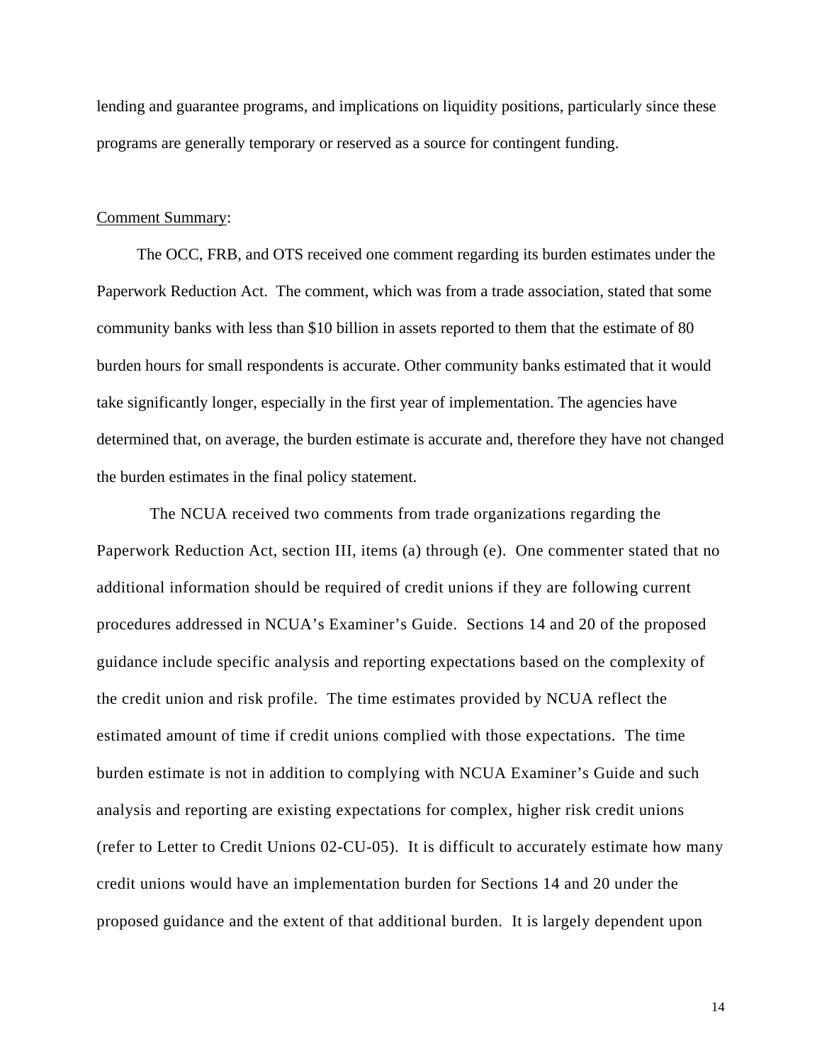lending and guarantee programs, and implications on liquidity positions, particularly since these programs are generally temporary or reserved as a source for contingent funding.

Comment Summary:

The OCC, FRB, and OTS received one comment regarding its burden estimates under the Paperwork Reduction Act. The comment, which was from a trade association, stated that some community banks with less than $10 billion in assets reported to them that the estimate of 80 burden hours for small respondents is accurate. Other community banks estimated that it would take significantly longer, especially in the first year of implementation. The agencies have determined that, on average, the burden estimate is accurate and, therefore they have not changed the burden estimates in the final policy statement.

The NCUA received two comments from trade organizations regarding the Paperwork Reduction Act, section III, items (a) through (e). One commenter stated that no additional information should be required of credit unions if they are following current procedures addressed in NCUA's Examiner's Guide. Sections 14 and 20 of the proposed guidance include specific analysis and reporting expectations based on the complexity of the credit union and risk profile. The time estimates provided by NCUA reflect the estimated amount of time if credit unions complied with those expectations. The time burden estimate is not in addition to complying with NCUA Examiner's Guide and such analysis and reporting are existing expectations for complex, higher risk credit unions (refer to Letter to Credit Unions 02-CU-05). It is difficult to accurately estimate how many credit unions would have an implementation burden for Sections 14 and 20 under the proposed guidance and the extent of that additional burden. It is largely dependent upon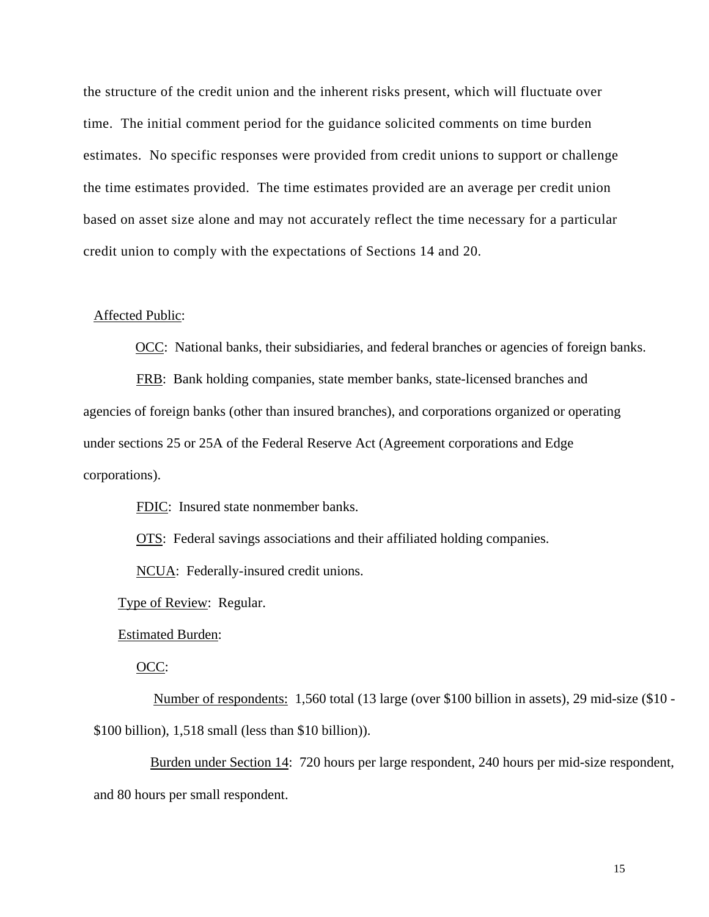the structure of the credit union and the inherent risks present, which will fluctuate over time. The initial comment period for the guidance solicited comments on time burden estimates. No specific responses were provided from credit unions to support or challenge the time estimates provided. The time estimates provided are an average per credit union based on asset size alone and may not accurately reflect the time necessary for a particular credit union to comply with the expectations of Sections 14 and 20.

Affected Public:

OCC: National banks, their subsidiaries, and federal branches or agencies of foreign banks.

FRB: Bank holding companies, state member banks, state-licensed branches and agencies of foreign banks (other than insured branches), and corporations organized or operating under sections 25 or 25A of the Federal Reserve Act (Agreement corporations and Edge corporations).

FDIC: Insured state nonmember banks.

OTS: Federal savings associations and their affiliated holding companies.

NCUA: Federally-insured credit unions.

Type of Review: Regular.

Estimated Burden:

OCC:

Number of respondents: 1,560 total (13 large (over $100 billion in assets), 29 mid-size ($10 - $100 billion), 1,518 small (less than $10 billion)).

Burden under Section 14: 720 hours per large respondent, 240 hours per mid-size respondent, and 80 hours per small respondent.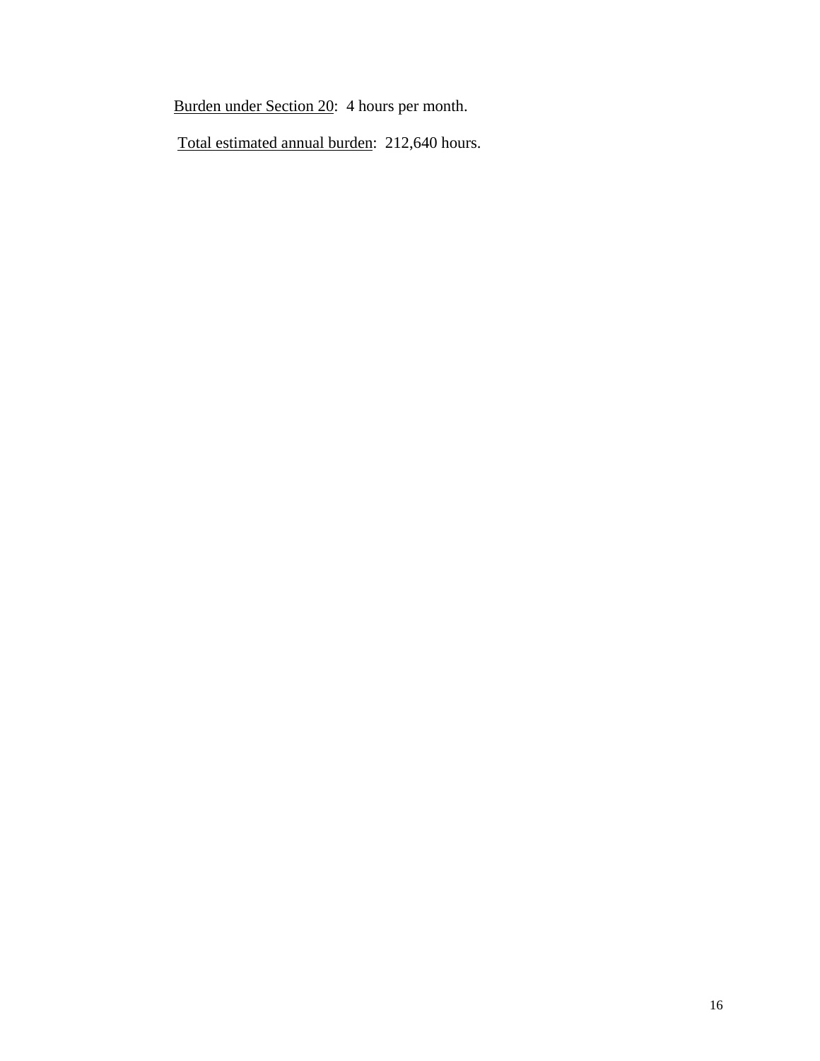<u>Burden under Section 20</u>:  4 hours per month.

<u>Total estimated annual burden</u>:  212,640 hours.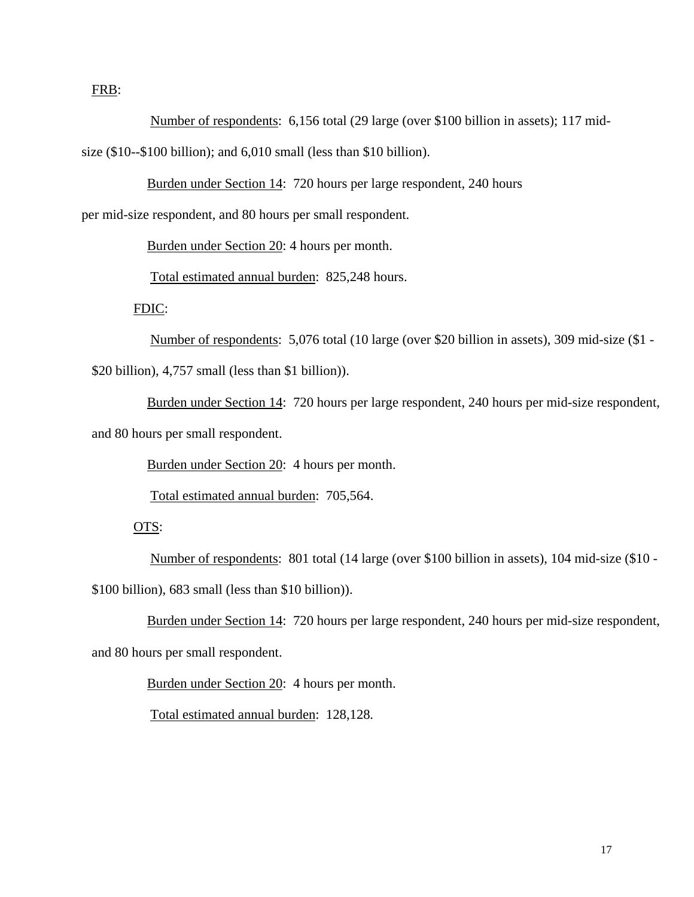<u>FRB</u>:

<u>Number of respondents</u>: 6,156 total (29 large (over $100 billion in assets); 117 mid-size ($10--$100 billion); and 6,010 small (less than $10 billion).

<u>Burden under Section 14</u>: 720 hours per large respondent, 240 hours per mid-size respondent, and 80 hours per small respondent.

<u>Burden under Section 20</u>: 4 hours per month.

<u>Total estimated annual burden</u>: 825,248 hours.

<u>FDIC</u>:

<u>Number of respondents</u>: 5,076 total (10 large (over $20 billion in assets), 309 mid-size ($1 - $20 billion), 4,757 small (less than $1 billion)).

<u>Burden under Section 14</u>: 720 hours per large respondent, 240 hours per mid-size respondent, and 80 hours per small respondent.

<u>Burden under Section 20</u>: 4 hours per month.

<u>Total estimated annual burden</u>: 705,564.

<u>OTS</u>:

<u>Number of respondents</u>: 801 total (14 large (over $100 billion in assets), 104 mid-size ($10 - $100 billion), 683 small (less than $10 billion)).

<u>Burden under Section 14</u>: 720 hours per large respondent, 240 hours per mid-size respondent, and 80 hours per small respondent.

<u>Burden under Section 20</u>: 4 hours per month.

<u>Total estimated annual burden</u>: 128,128.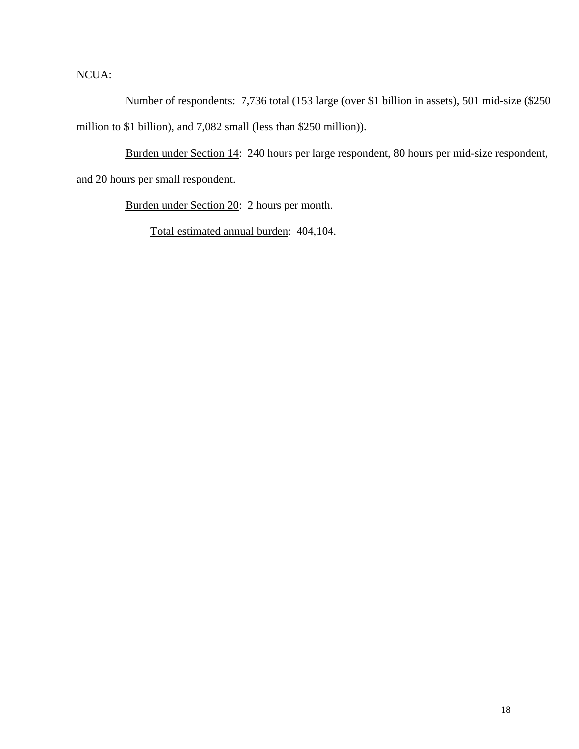NCUA:

Number of respondents: 7,736 total (153 large (over $1 billion in assets), 501 mid-size ($250 million to $1 billion), and 7,082 small (less than $250 million)).

Burden under Section 14: 240 hours per large respondent, 80 hours per mid-size respondent, and 20 hours per small respondent.

Burden under Section 20: 2 hours per month.

Total estimated annual burden: 404,104.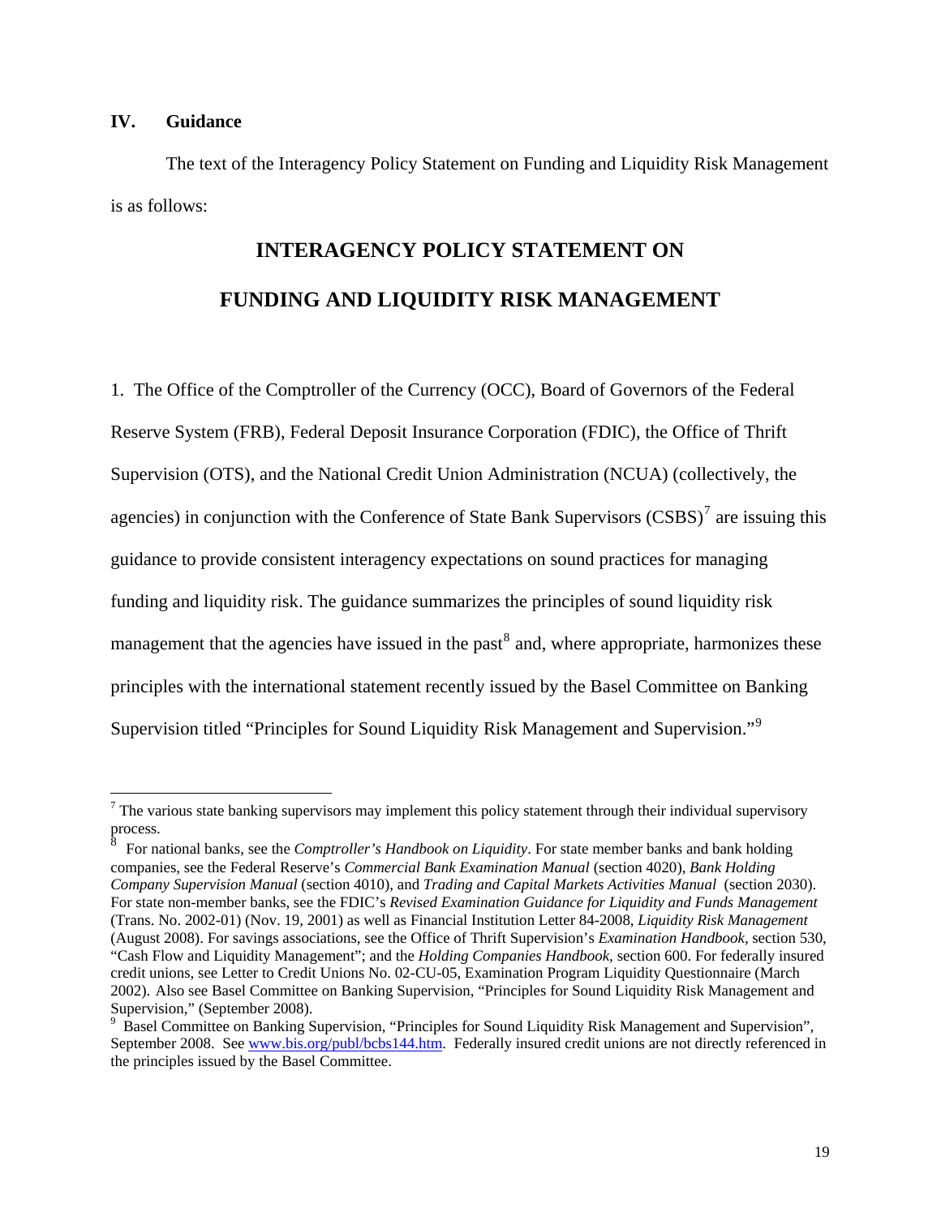## IV. Guidance

The text of the Interagency Policy Statement on Funding and Liquidity Risk Management is as follows:

# INTERAGENCY POLICY STATEMENT ON FUNDING AND LIQUIDITY RISK MANAGEMENT

1. The Office of the Comptroller of the Currency (OCC), Board of Governors of the Federal Reserve System (FRB), Federal Deposit Insurance Corporation (FDIC), the Office of Thrift Supervision (OTS), and the National Credit Union Administration (NCUA) (collectively, the agencies) in conjunction with the Conference of State Bank Supervisors (CSBS)[7] are issuing this guidance to provide consistent interagency expectations on sound practices for managing funding and liquidity risk. The guidance summarizes the principles of sound liquidity risk management that the agencies have issued in the past[8] and, where appropriate, harmonizes these principles with the international statement recently issued by the Basel Committee on Banking Supervision titled "Principles for Sound Liquidity Risk Management and Supervision."[9]

---

[7] The various state banking supervisors may implement this policy statement through their individual supervisory process.

[8] For national banks, see the *Comptroller's Handbook on Liquidity*. For state member banks and bank holding companies, see the Federal Reserve's *Commercial Bank Examination Manual* (section 4020), *Bank Holding Company Supervision Manual* (section 4010), and *Trading and Capital Markets Activities Manual* (section 2030). For state non-member banks, see the FDIC's *Revised Examination Guidance for Liquidity and Funds Management* (Trans. No. 2002-01) (Nov. 19, 2001) as well as Financial Institution Letter 84-2008, *Liquidity Risk Management* (August 2008). For savings associations, see the Office of Thrift Supervision's *Examination Handbook*, section 530, "Cash Flow and Liquidity Management"; and the *Holding Companies Handbook*, section 600. For federally insured credit unions, see Letter to Credit Unions No. 02-CU-05, Examination Program Liquidity Questionnaire (March 2002). Also see Basel Committee on Banking Supervision, "Principles for Sound Liquidity Risk Management and Supervision," (September 2008).

[9] Basel Committee on Banking Supervision, "Principles for Sound Liquidity Risk Management and Supervision", September 2008. See www.bis.org/publ/bcbs144.htm. Federally insured credit unions are not directly referenced in the principles issued by the Basel Committee.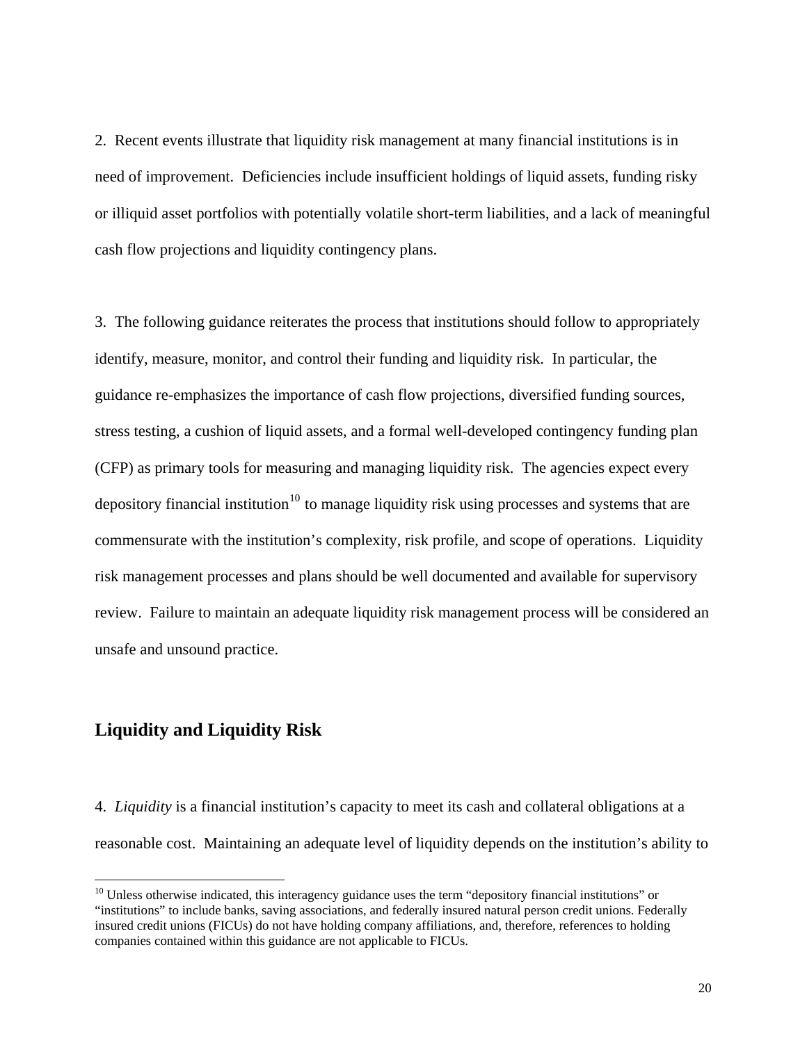2. Recent events illustrate that liquidity risk management at many financial institutions is in need of improvement. Deficiencies include insufficient holdings of liquid assets, funding risky or illiquid asset portfolios with potentially volatile short-term liabilities, and a lack of meaningful cash flow projections and liquidity contingency plans.

3. The following guidance reiterates the process that institutions should follow to appropriately identify, measure, monitor, and control their funding and liquidity risk. In particular, the guidance re-emphasizes the importance of cash flow projections, diversified funding sources, stress testing, a cushion of liquid assets, and a formal well-developed contingency funding plan (CFP) as primary tools for measuring and managing liquidity risk. The agencies expect every depository financial institution[10] to manage liquidity risk using processes and systems that are commensurate with the institution's complexity, risk profile, and scope of operations. Liquidity risk management processes and plans should be well documented and available for supervisory review. Failure to maintain an adequate liquidity risk management process will be considered an unsafe and unsound practice.

## Liquidity and Liquidity Risk

4. *Liquidity* is a financial institution's capacity to meet its cash and collateral obligations at a reasonable cost. Maintaining an adequate level of liquidity depends on the institution's ability to

[10] Unless otherwise indicated, this interagency guidance uses the term "depository financial institutions" or "institutions" to include banks, saving associations, and federally insured natural person credit unions. Federally insured credit unions (FICUs) do not have holding company affiliations, and, therefore, references to holding companies contained within this guidance are not applicable to FICUs.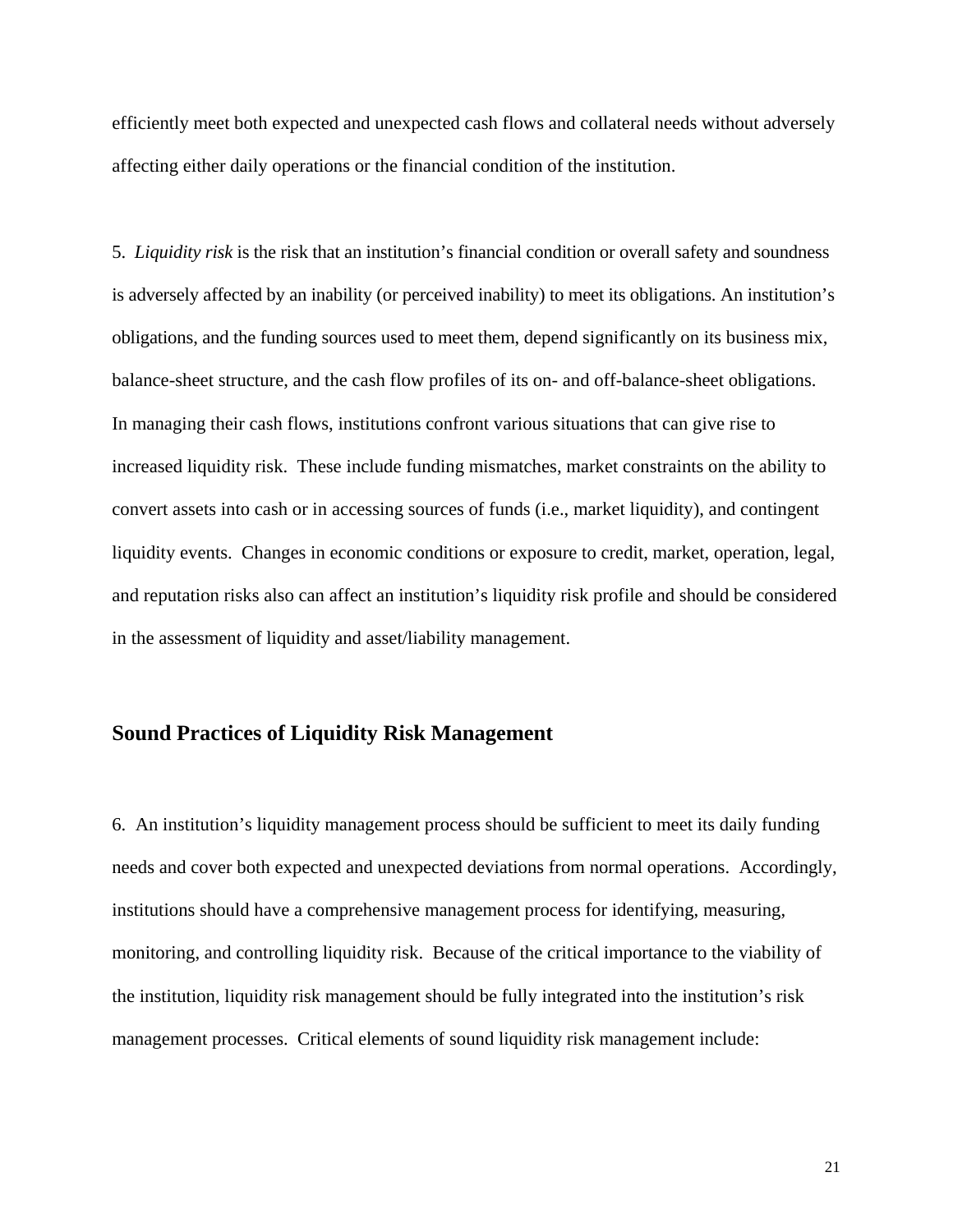efficiently meet both expected and unexpected cash flows and collateral needs without adversely affecting either daily operations or the financial condition of the institution.

5. *Liquidity risk* is the risk that an institution's financial condition or overall safety and soundness is adversely affected by an inability (or perceived inability) to meet its obligations. An institution's obligations, and the funding sources used to meet them, depend significantly on its business mix, balance-sheet structure, and the cash flow profiles of its on- and off-balance-sheet obligations. In managing their cash flows, institutions confront various situations that can give rise to increased liquidity risk. These include funding mismatches, market constraints on the ability to convert assets into cash or in accessing sources of funds (i.e., market liquidity), and contingent liquidity events. Changes in economic conditions or exposure to credit, market, operation, legal, and reputation risks also can affect an institution's liquidity risk profile and should be considered in the assessment of liquidity and asset/liability management.

## Sound Practices of Liquidity Risk Management

6. An institution's liquidity management process should be sufficient to meet its daily funding needs and cover both expected and unexpected deviations from normal operations. Accordingly, institutions should have a comprehensive management process for identifying, measuring, monitoring, and controlling liquidity risk. Because of the critical importance to the viability of the institution, liquidity risk management should be fully integrated into the institution's risk management processes. Critical elements of sound liquidity risk management include: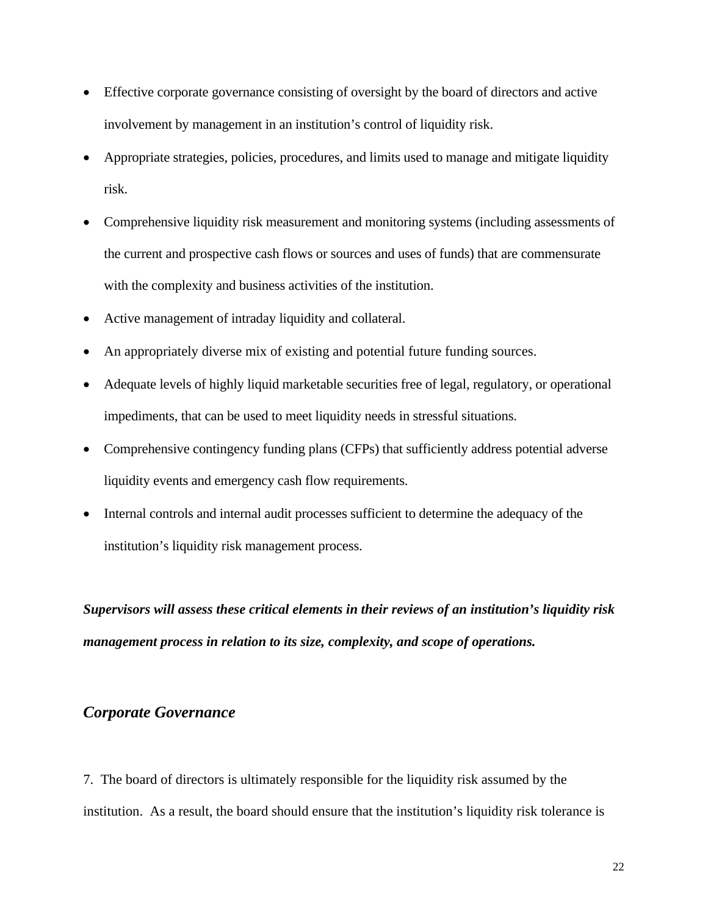- Effective corporate governance consisting of oversight by the board of directors and active involvement by management in an institution's control of liquidity risk.
- Appropriate strategies, policies, procedures, and limits used to manage and mitigate liquidity risk.
- Comprehensive liquidity risk measurement and monitoring systems (including assessments of the current and prospective cash flows or sources and uses of funds) that are commensurate with the complexity and business activities of the institution.
- Active management of intraday liquidity and collateral.
- An appropriately diverse mix of existing and potential future funding sources.
- Adequate levels of highly liquid marketable securities free of legal, regulatory, or operational impediments, that can be used to meet liquidity needs in stressful situations.
- Comprehensive contingency funding plans (CFPs) that sufficiently address potential adverse liquidity events and emergency cash flow requirements.
- Internal controls and internal audit processes sufficient to determine the adequacy of the institution's liquidity risk management process.

***Supervisors will assess these critical elements in their reviews of an institution's liquidity risk management process in relation to its size, complexity, and scope of operations.***

## *Corporate Governance*

7. The board of directors is ultimately responsible for the liquidity risk assumed by the institution. As a result, the board should ensure that the institution's liquidity risk tolerance is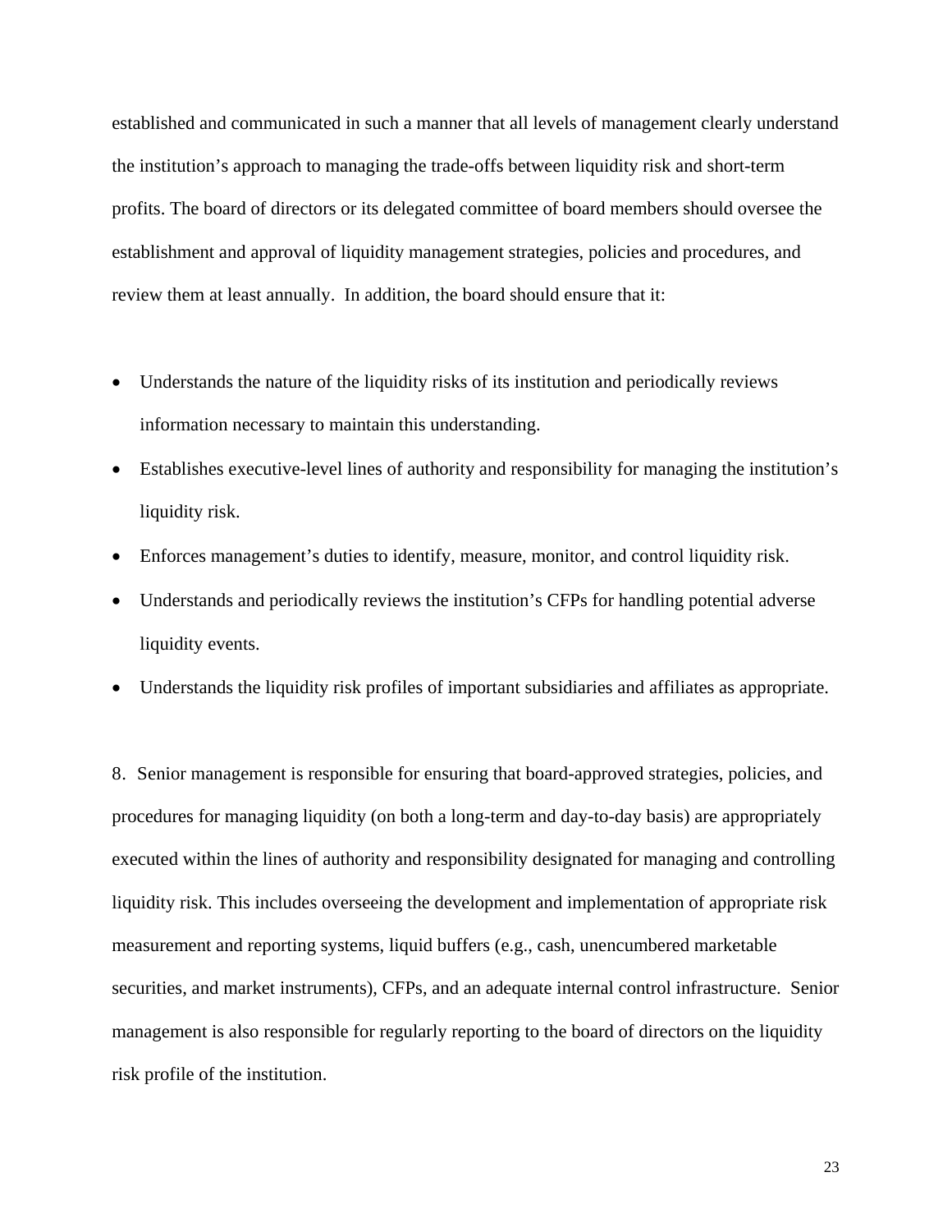established and communicated in such a manner that all levels of management clearly understand the institution's approach to managing the trade-offs between liquidity risk and short-term profits. The board of directors or its delegated committee of board members should oversee the establishment and approval of liquidity management strategies, policies and procedures, and review them at least annually. In addition, the board should ensure that it:

- Understands the nature of the liquidity risks of its institution and periodically reviews information necessary to maintain this understanding.
- Establishes executive-level lines of authority and responsibility for managing the institution's liquidity risk.
- Enforces management's duties to identify, measure, monitor, and control liquidity risk.
- Understands and periodically reviews the institution's CFPs for handling potential adverse liquidity events.
- Understands the liquidity risk profiles of important subsidiaries and affiliates as appropriate.

8. Senior management is responsible for ensuring that board-approved strategies, policies, and procedures for managing liquidity (on both a long-term and day-to-day basis) are appropriately executed within the lines of authority and responsibility designated for managing and controlling liquidity risk. This includes overseeing the development and implementation of appropriate risk measurement and reporting systems, liquid buffers (e.g., cash, unencumbered marketable securities, and market instruments), CFPs, and an adequate internal control infrastructure. Senior management is also responsible for regularly reporting to the board of directors on the liquidity risk profile of the institution.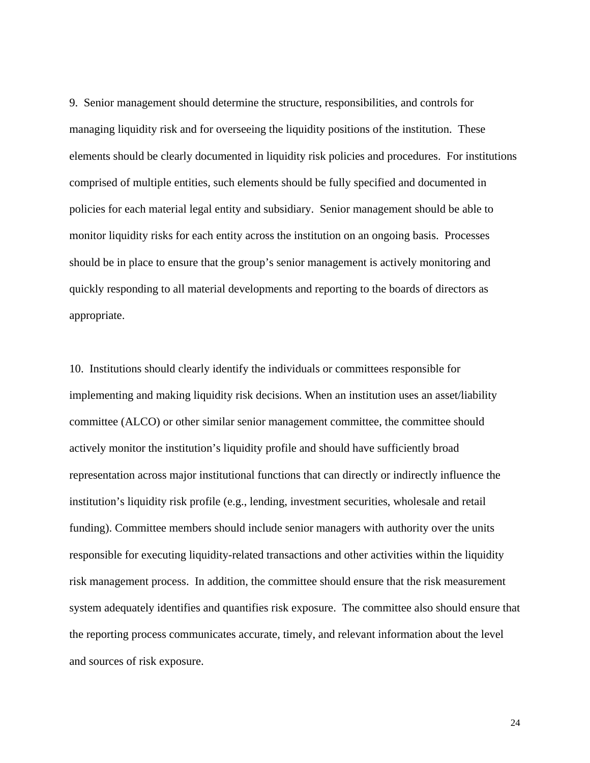9. Senior management should determine the structure, responsibilities, and controls for managing liquidity risk and for overseeing the liquidity positions of the institution. These elements should be clearly documented in liquidity risk policies and procedures. For institutions comprised of multiple entities, such elements should be fully specified and documented in policies for each material legal entity and subsidiary. Senior management should be able to monitor liquidity risks for each entity across the institution on an ongoing basis. Processes should be in place to ensure that the group's senior management is actively monitoring and quickly responding to all material developments and reporting to the boards of directors as appropriate.

10. Institutions should clearly identify the individuals or committees responsible for implementing and making liquidity risk decisions. When an institution uses an asset/liability committee (ALCO) or other similar senior management committee, the committee should actively monitor the institution's liquidity profile and should have sufficiently broad representation across major institutional functions that can directly or indirectly influence the institution's liquidity risk profile (e.g., lending, investment securities, wholesale and retail funding). Committee members should include senior managers with authority over the units responsible for executing liquidity-related transactions and other activities within the liquidity risk management process. In addition, the committee should ensure that the risk measurement system adequately identifies and quantifies risk exposure. The committee also should ensure that the reporting process communicates accurate, timely, and relevant information about the level and sources of risk exposure.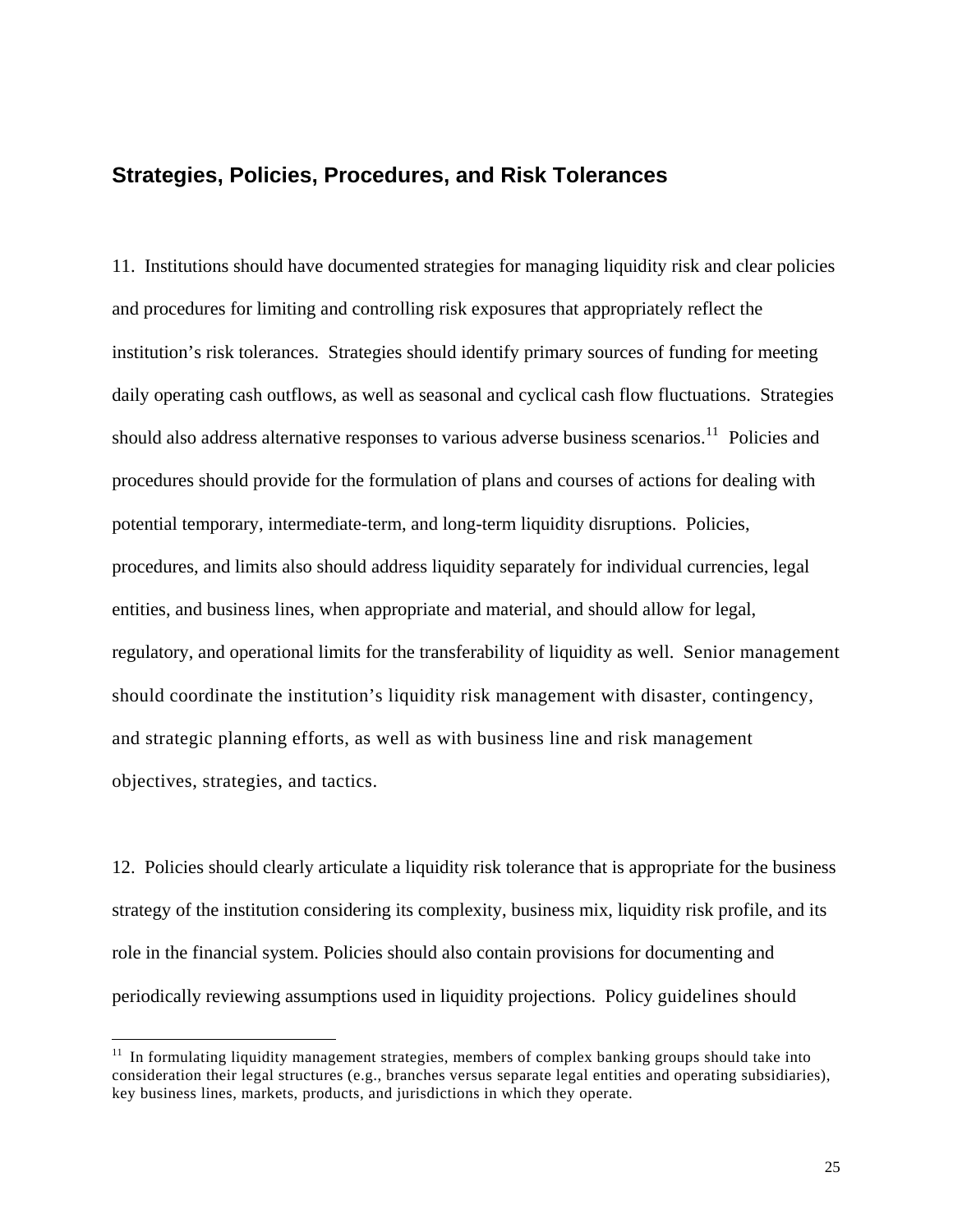## Strategies, Policies, Procedures, and Risk Tolerances

11. Institutions should have documented strategies for managing liquidity risk and clear policies and procedures for limiting and controlling risk exposures that appropriately reflect the institution's risk tolerances. Strategies should identify primary sources of funding for meeting daily operating cash outflows, as well as seasonal and cyclical cash flow fluctuations. Strategies should also address alternative responses to various adverse business scenarios.[11] Policies and procedures should provide for the formulation of plans and courses of actions for dealing with potential temporary, intermediate-term, and long-term liquidity disruptions. Policies, procedures, and limits also should address liquidity separately for individual currencies, legal entities, and business lines, when appropriate and material, and should allow for legal, regulatory, and operational limits for the transferability of liquidity as well. Senior management should coordinate the institution's liquidity risk management with disaster, contingency, and strategic planning efforts, as well as with business line and risk management objectives, strategies, and tactics.

12. Policies should clearly articulate a liquidity risk tolerance that is appropriate for the business strategy of the institution considering its complexity, business mix, liquidity risk profile, and its role in the financial system. Policies should also contain provisions for documenting and periodically reviewing assumptions used in liquidity projections. Policy guidelines should

[11] In formulating liquidity management strategies, members of complex banking groups should take into consideration their legal structures (e.g., branches versus separate legal entities and operating subsidiaries), key business lines, markets, products, and jurisdictions in which they operate.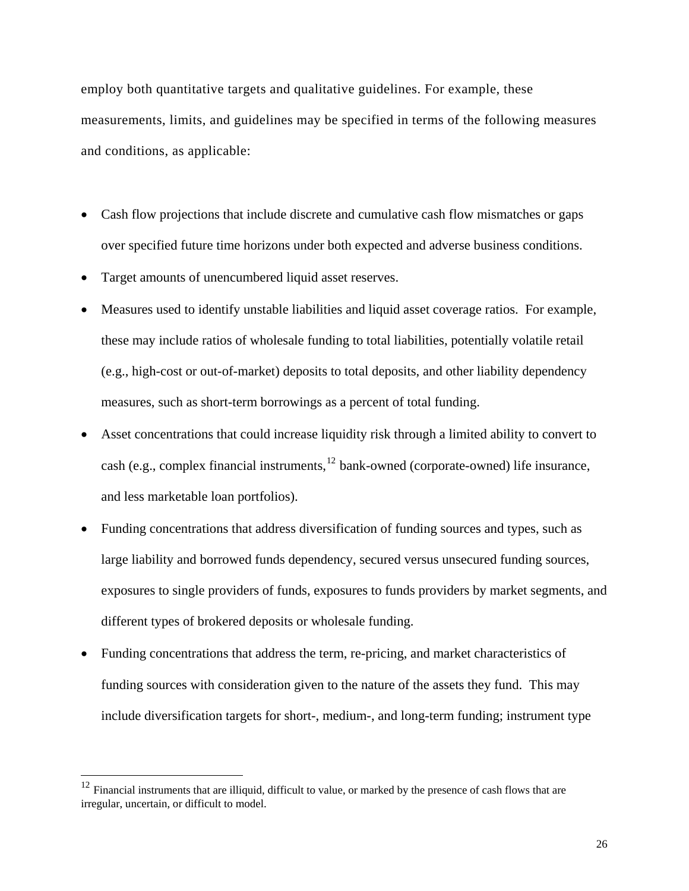employ both quantitative targets and qualitative guidelines. For example, these measurements, limits, and guidelines may be specified in terms of the following measures and conditions, as applicable:

- Cash flow projections that include discrete and cumulative cash flow mismatches or gaps over specified future time horizons under both expected and adverse business conditions.
- Target amounts of unencumbered liquid asset reserves.
- Measures used to identify unstable liabilities and liquid asset coverage ratios. For example, these may include ratios of wholesale funding to total liabilities, potentially volatile retail (e.g., high-cost or out-of-market) deposits to total deposits, and other liability dependency measures, such as short-term borrowings as a percent of total funding.
- Asset concentrations that could increase liquidity risk through a limited ability to convert to cash (e.g., complex financial instruments,[12] bank-owned (corporate-owned) life insurance, and less marketable loan portfolios).
- Funding concentrations that address diversification of funding sources and types, such as large liability and borrowed funds dependency, secured versus unsecured funding sources, exposures to single providers of funds, exposures to funds providers by market segments, and different types of brokered deposits or wholesale funding.
- Funding concentrations that address the term, re-pricing, and market characteristics of funding sources with consideration given to the nature of the assets they fund. This may include diversification targets for short-, medium-, and long-term funding; instrument type

[12] Financial instruments that are illiquid, difficult to value, or marked by the presence of cash flows that are irregular, uncertain, or difficult to model.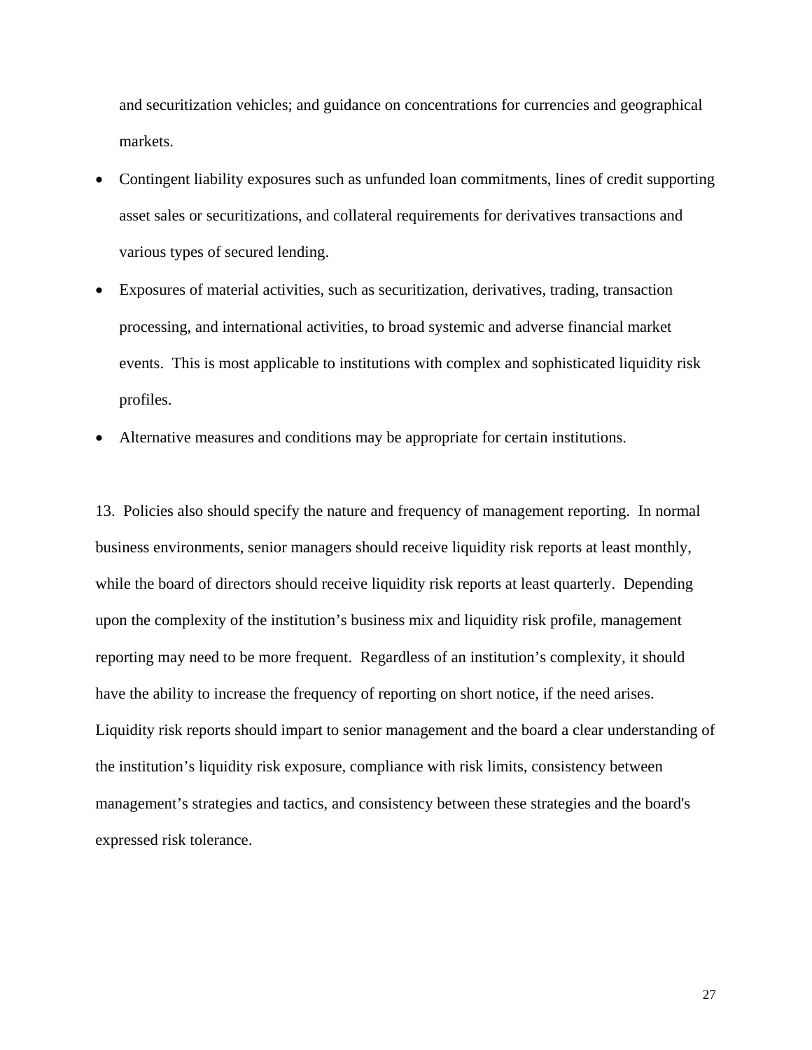and securitization vehicles; and guidance on concentrations for currencies and geographical markets.

- Contingent liability exposures such as unfunded loan commitments, lines of credit supporting asset sales or securitizations, and collateral requirements for derivatives transactions and various types of secured lending.
- Exposures of material activities, such as securitization, derivatives, trading, transaction processing, and international activities, to broad systemic and adverse financial market events. This is most applicable to institutions with complex and sophisticated liquidity risk profiles.
- Alternative measures and conditions may be appropriate for certain institutions.

13. Policies also should specify the nature and frequency of management reporting. In normal business environments, senior managers should receive liquidity risk reports at least monthly, while the board of directors should receive liquidity risk reports at least quarterly. Depending upon the complexity of the institution’s business mix and liquidity risk profile, management reporting may need to be more frequent. Regardless of an institution’s complexity, it should have the ability to increase the frequency of reporting on short notice, if the need arises. Liquidity risk reports should impart to senior management and the board a clear understanding of the institution’s liquidity risk exposure, compliance with risk limits, consistency between management’s strategies and tactics, and consistency between these strategies and the board's expressed risk tolerance.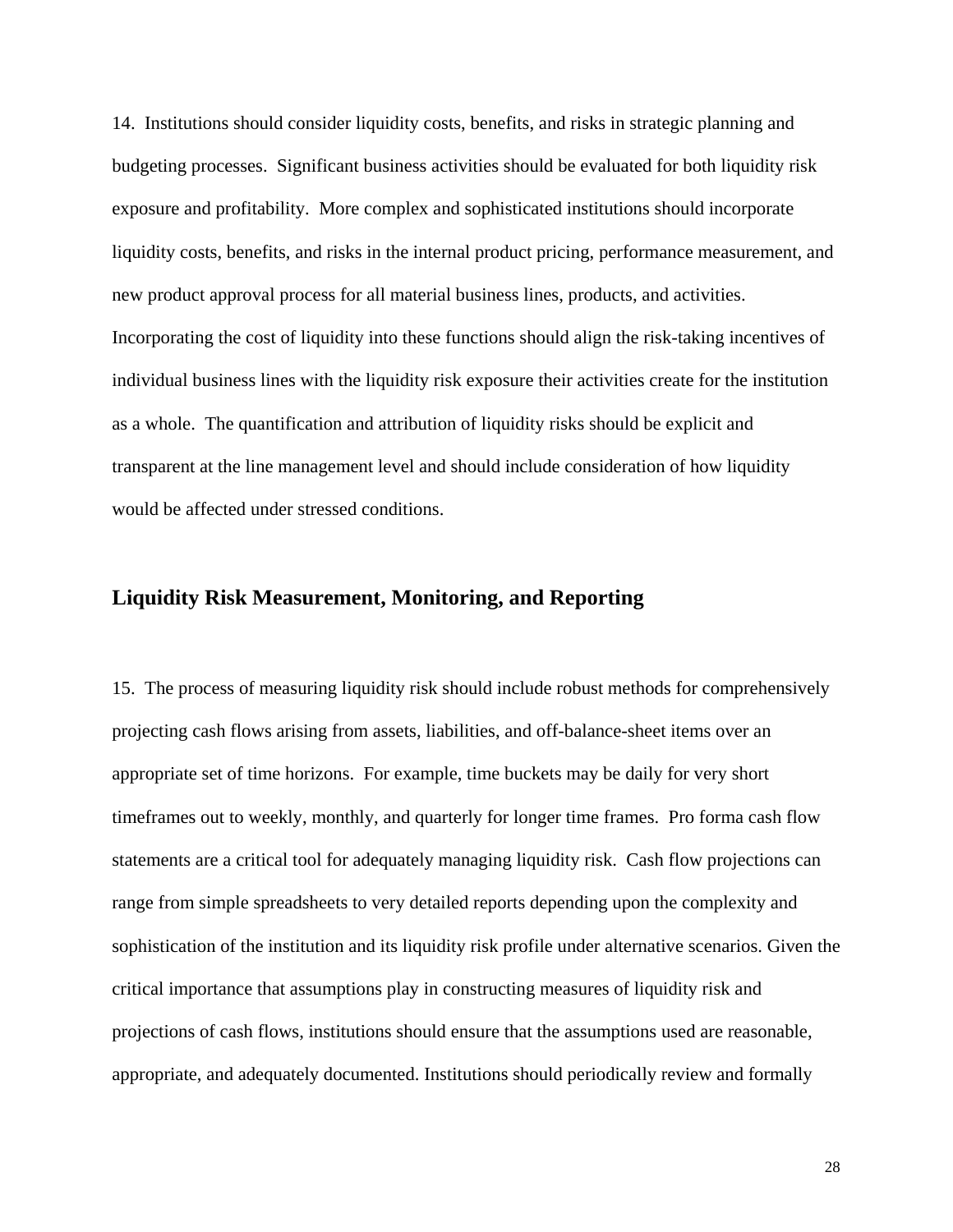14. Institutions should consider liquidity costs, benefits, and risks in strategic planning and budgeting processes. Significant business activities should be evaluated for both liquidity risk exposure and profitability. More complex and sophisticated institutions should incorporate liquidity costs, benefits, and risks in the internal product pricing, performance measurement, and new product approval process for all material business lines, products, and activities. Incorporating the cost of liquidity into these functions should align the risk-taking incentives of individual business lines with the liquidity risk exposure their activities create for the institution as a whole. The quantification and attribution of liquidity risks should be explicit and transparent at the line management level and should include consideration of how liquidity would be affected under stressed conditions.

## Liquidity Risk Measurement, Monitoring, and Reporting

15. The process of measuring liquidity risk should include robust methods for comprehensively projecting cash flows arising from assets, liabilities, and off-balance-sheet items over an appropriate set of time horizons. For example, time buckets may be daily for very short timeframes out to weekly, monthly, and quarterly for longer time frames. Pro forma cash flow statements are a critical tool for adequately managing liquidity risk. Cash flow projections can range from simple spreadsheets to very detailed reports depending upon the complexity and sophistication of the institution and its liquidity risk profile under alternative scenarios. Given the critical importance that assumptions play in constructing measures of liquidity risk and projections of cash flows, institutions should ensure that the assumptions used are reasonable, appropriate, and adequately documented. Institutions should periodically review and formally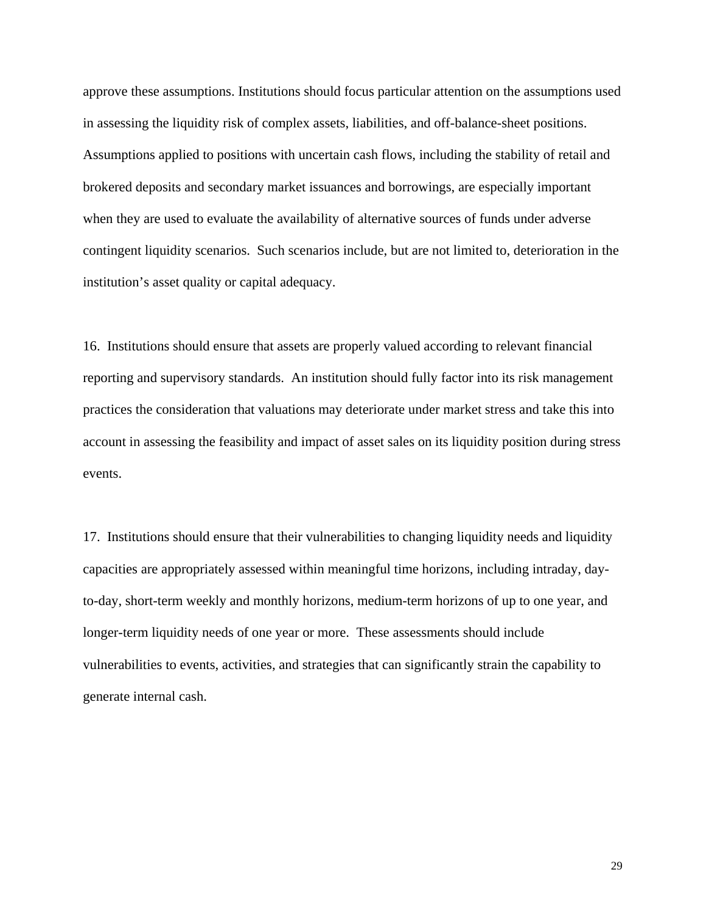approve these assumptions. Institutions should focus particular attention on the assumptions used in assessing the liquidity risk of complex assets, liabilities, and off-balance-sheet positions. Assumptions applied to positions with uncertain cash flows, including the stability of retail and brokered deposits and secondary market issuances and borrowings, are especially important when they are used to evaluate the availability of alternative sources of funds under adverse contingent liquidity scenarios. Such scenarios include, but are not limited to, deterioration in the institution's asset quality or capital adequacy.

16. Institutions should ensure that assets are properly valued according to relevant financial reporting and supervisory standards. An institution should fully factor into its risk management practices the consideration that valuations may deteriorate under market stress and take this into account in assessing the feasibility and impact of asset sales on its liquidity position during stress events.

17. Institutions should ensure that their vulnerabilities to changing liquidity needs and liquidity capacities are appropriately assessed within meaningful time horizons, including intraday, day-to-day, short-term weekly and monthly horizons, medium-term horizons of up to one year, and longer-term liquidity needs of one year or more. These assessments should include vulnerabilities to events, activities, and strategies that can significantly strain the capability to generate internal cash.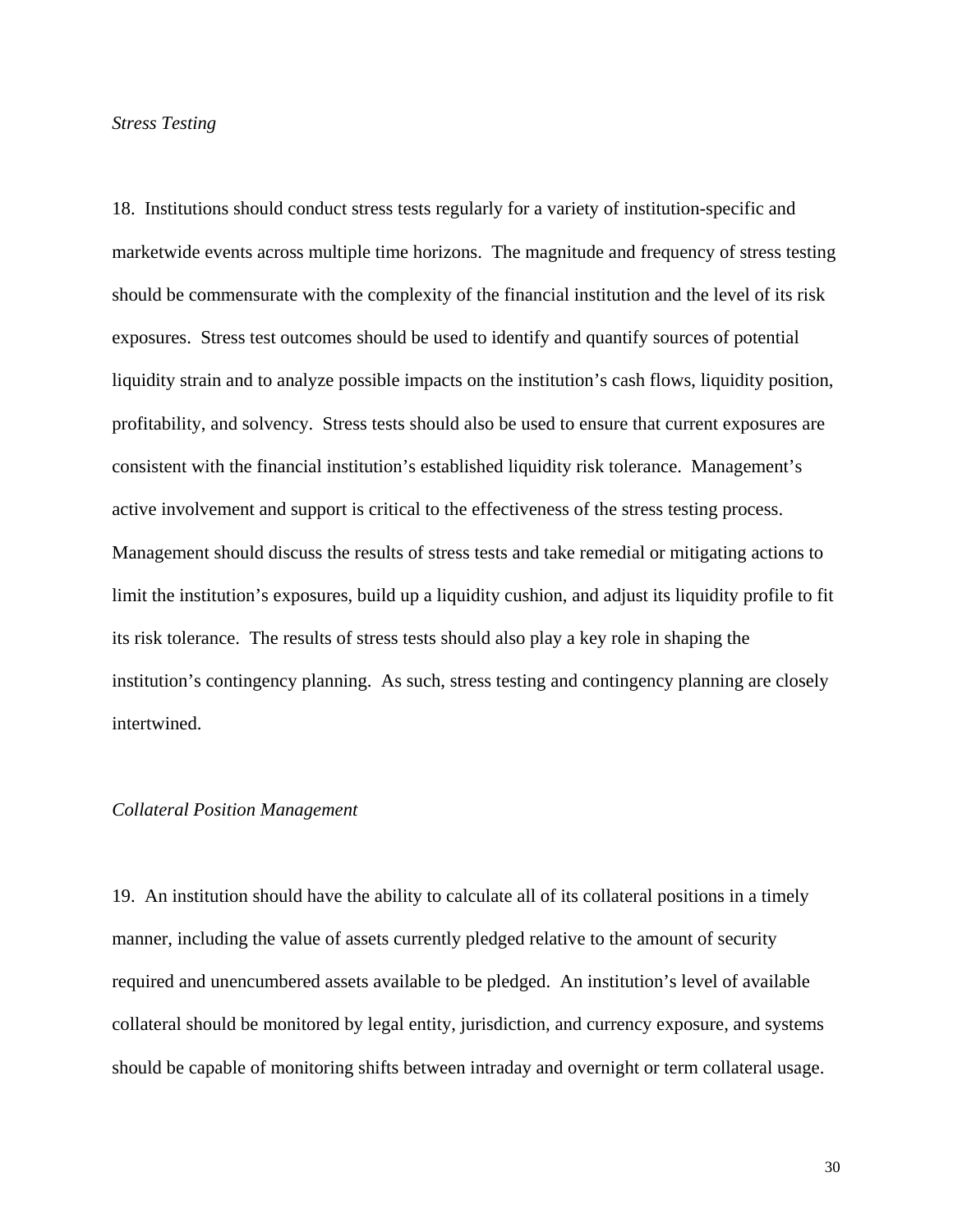*Stress Testing*

18. Institutions should conduct stress tests regularly for a variety of institution-specific and marketwide events across multiple time horizons. The magnitude and frequency of stress testing should be commensurate with the complexity of the financial institution and the level of its risk exposures. Stress test outcomes should be used to identify and quantify sources of potential liquidity strain and to analyze possible impacts on the institution's cash flows, liquidity position, profitability, and solvency. Stress tests should also be used to ensure that current exposures are consistent with the financial institution's established liquidity risk tolerance. Management's active involvement and support is critical to the effectiveness of the stress testing process. Management should discuss the results of stress tests and take remedial or mitigating actions to limit the institution's exposures, build up a liquidity cushion, and adjust its liquidity profile to fit its risk tolerance. The results of stress tests should also play a key role in shaping the institution's contingency planning. As such, stress testing and contingency planning are closely intertwined.

*Collateral Position Management*

19. An institution should have the ability to calculate all of its collateral positions in a timely manner, including the value of assets currently pledged relative to the amount of security required and unencumbered assets available to be pledged. An institution's level of available collateral should be monitored by legal entity, jurisdiction, and currency exposure, and systems should be capable of monitoring shifts between intraday and overnight or term collateral usage.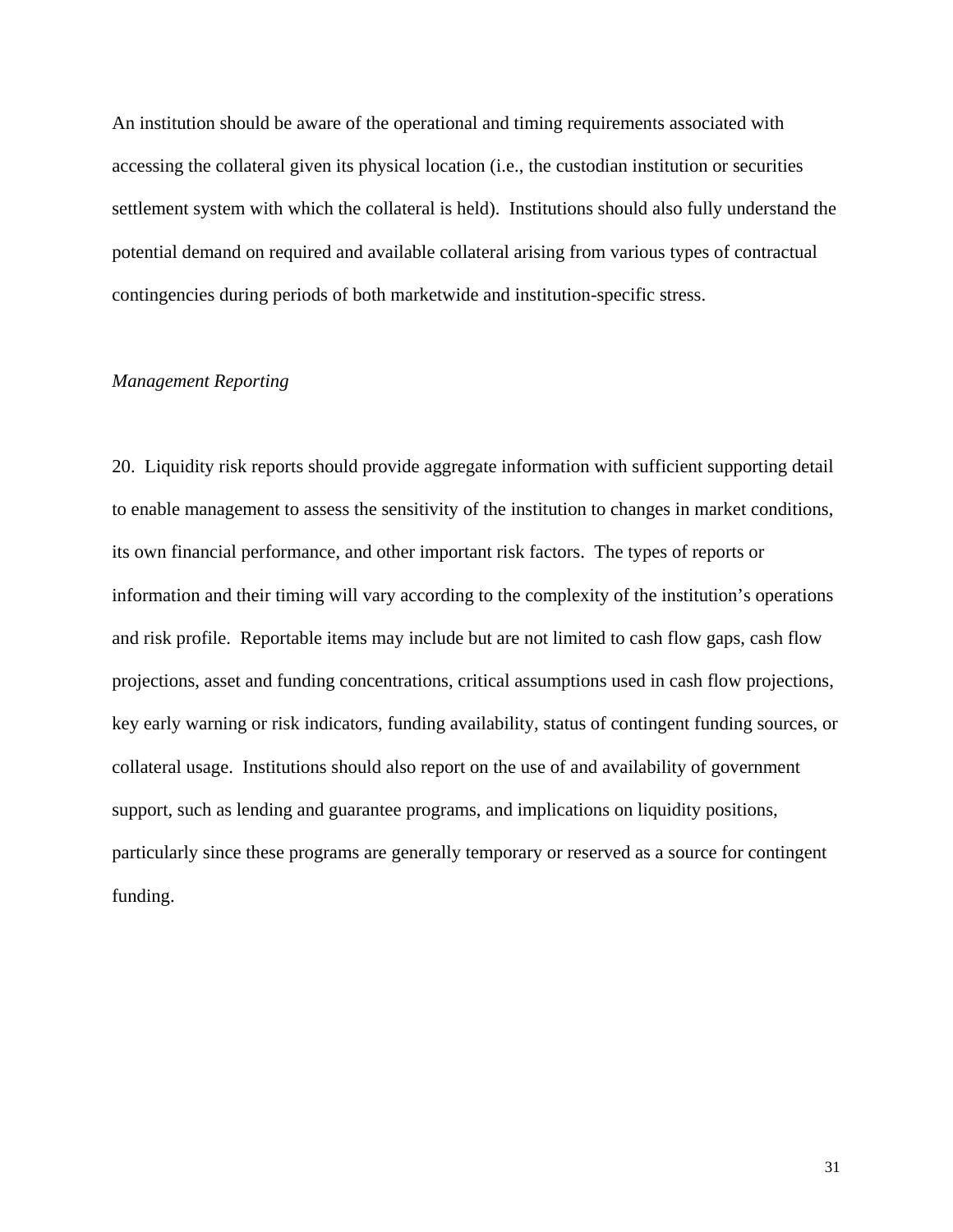An institution should be aware of the operational and timing requirements associated with accessing the collateral given its physical location (i.e., the custodian institution or securities settlement system with which the collateral is held). Institutions should also fully understand the potential demand on required and available collateral arising from various types of contractual contingencies during periods of both marketwide and institution-specific stress.

*Management Reporting*

20. Liquidity risk reports should provide aggregate information with sufficient supporting detail to enable management to assess the sensitivity of the institution to changes in market conditions, its own financial performance, and other important risk factors. The types of reports or information and their timing will vary according to the complexity of the institution's operations and risk profile. Reportable items may include but are not limited to cash flow gaps, cash flow projections, asset and funding concentrations, critical assumptions used in cash flow projections, key early warning or risk indicators, funding availability, status of contingent funding sources, or collateral usage. Institutions should also report on the use of and availability of government support, such as lending and guarantee programs, and implications on liquidity positions, particularly since these programs are generally temporary or reserved as a source for contingent funding.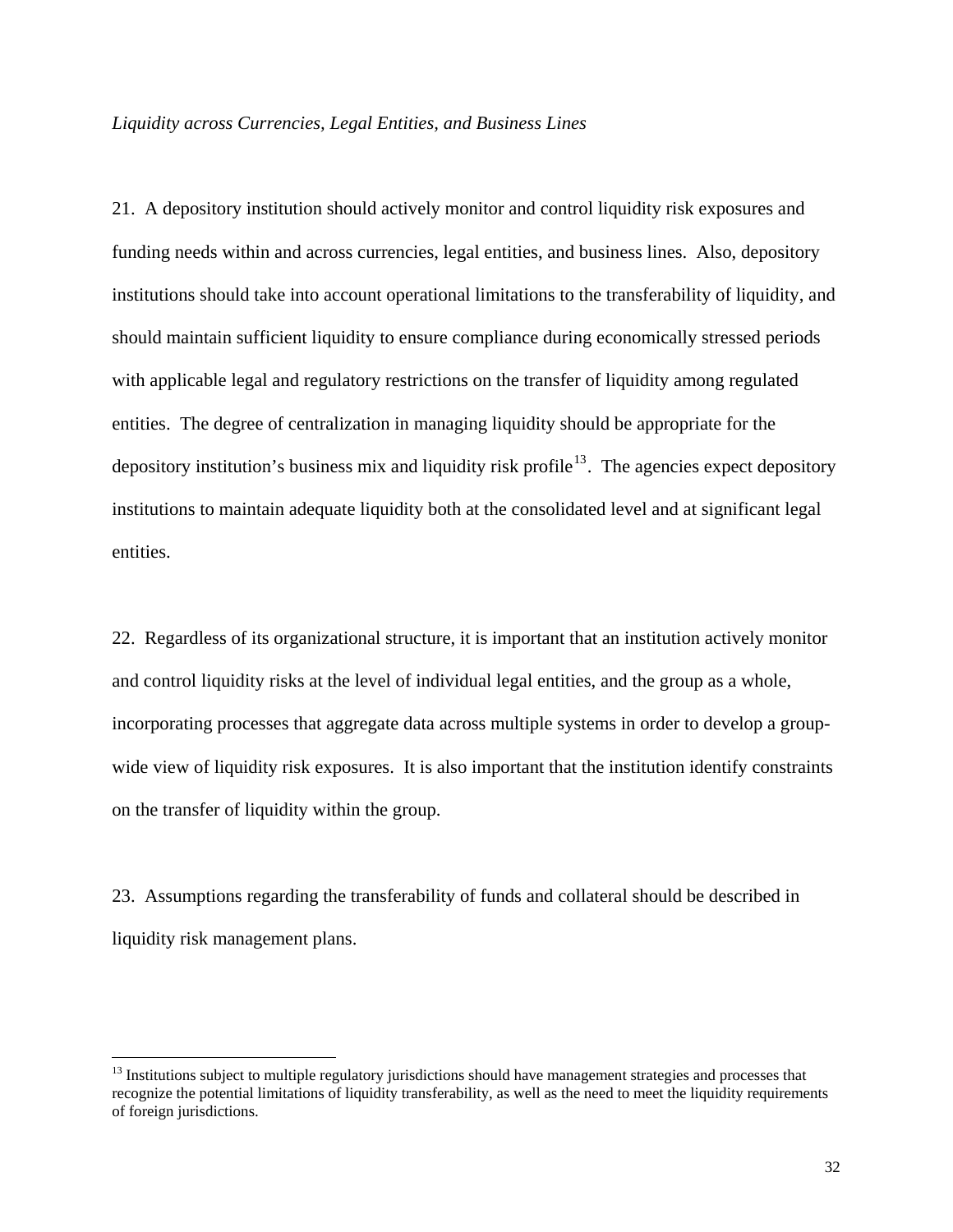*Liquidity across Currencies, Legal Entities, and Business Lines*

21. A depository institution should actively monitor and control liquidity risk exposures and funding needs within and across currencies, legal entities, and business lines. Also, depository institutions should take into account operational limitations to the transferability of liquidity, and should maintain sufficient liquidity to ensure compliance during economically stressed periods with applicable legal and regulatory restrictions on the transfer of liquidity among regulated entities. The degree of centralization in managing liquidity should be appropriate for the depository institution's business mix and liquidity risk profile[13]. The agencies expect depository institutions to maintain adequate liquidity both at the consolidated level and at significant legal entities.

22. Regardless of its organizational structure, it is important that an institution actively monitor and control liquidity risks at the level of individual legal entities, and the group as a whole, incorporating processes that aggregate data across multiple systems in order to develop a group-wide view of liquidity risk exposures. It is also important that the institution identify constraints on the transfer of liquidity within the group.

23. Assumptions regarding the transferability of funds and collateral should be described in liquidity risk management plans.

[13] Institutions subject to multiple regulatory jurisdictions should have management strategies and processes that recognize the potential limitations of liquidity transferability, as well as the need to meet the liquidity requirements of foreign jurisdictions.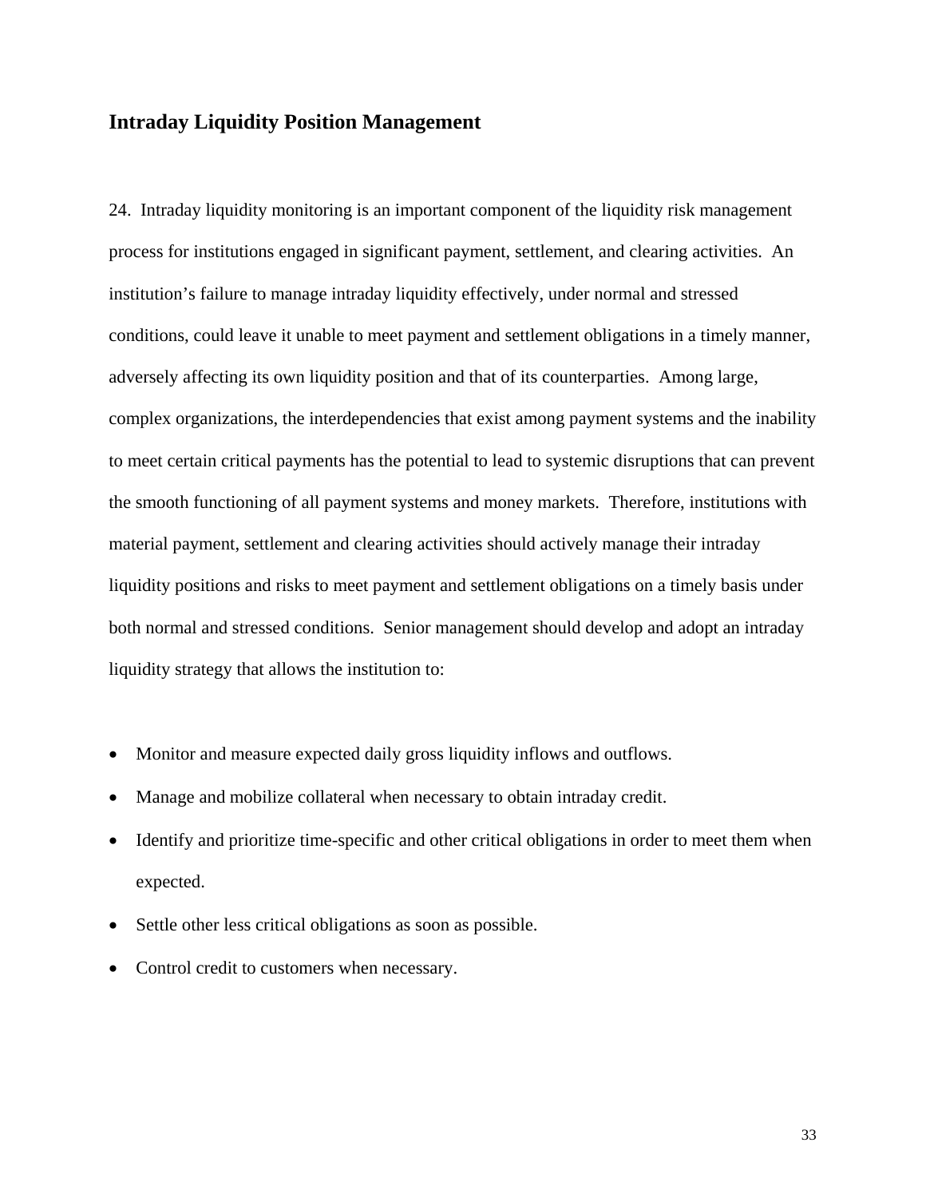## Intraday Liquidity Position Management

24. Intraday liquidity monitoring is an important component of the liquidity risk management process for institutions engaged in significant payment, settlement, and clearing activities. An institution's failure to manage intraday liquidity effectively, under normal and stressed conditions, could leave it unable to meet payment and settlement obligations in a timely manner, adversely affecting its own liquidity position and that of its counterparties. Among large, complex organizations, the interdependencies that exist among payment systems and the inability to meet certain critical payments has the potential to lead to systemic disruptions that can prevent the smooth functioning of all payment systems and money markets. Therefore, institutions with material payment, settlement and clearing activities should actively manage their intraday liquidity positions and risks to meet payment and settlement obligations on a timely basis under both normal and stressed conditions. Senior management should develop and adopt an intraday liquidity strategy that allows the institution to:

- Monitor and measure expected daily gross liquidity inflows and outflows.
- Manage and mobilize collateral when necessary to obtain intraday credit.
- Identify and prioritize time-specific and other critical obligations in order to meet them when expected.
- Settle other less critical obligations as soon as possible.
- Control credit to customers when necessary.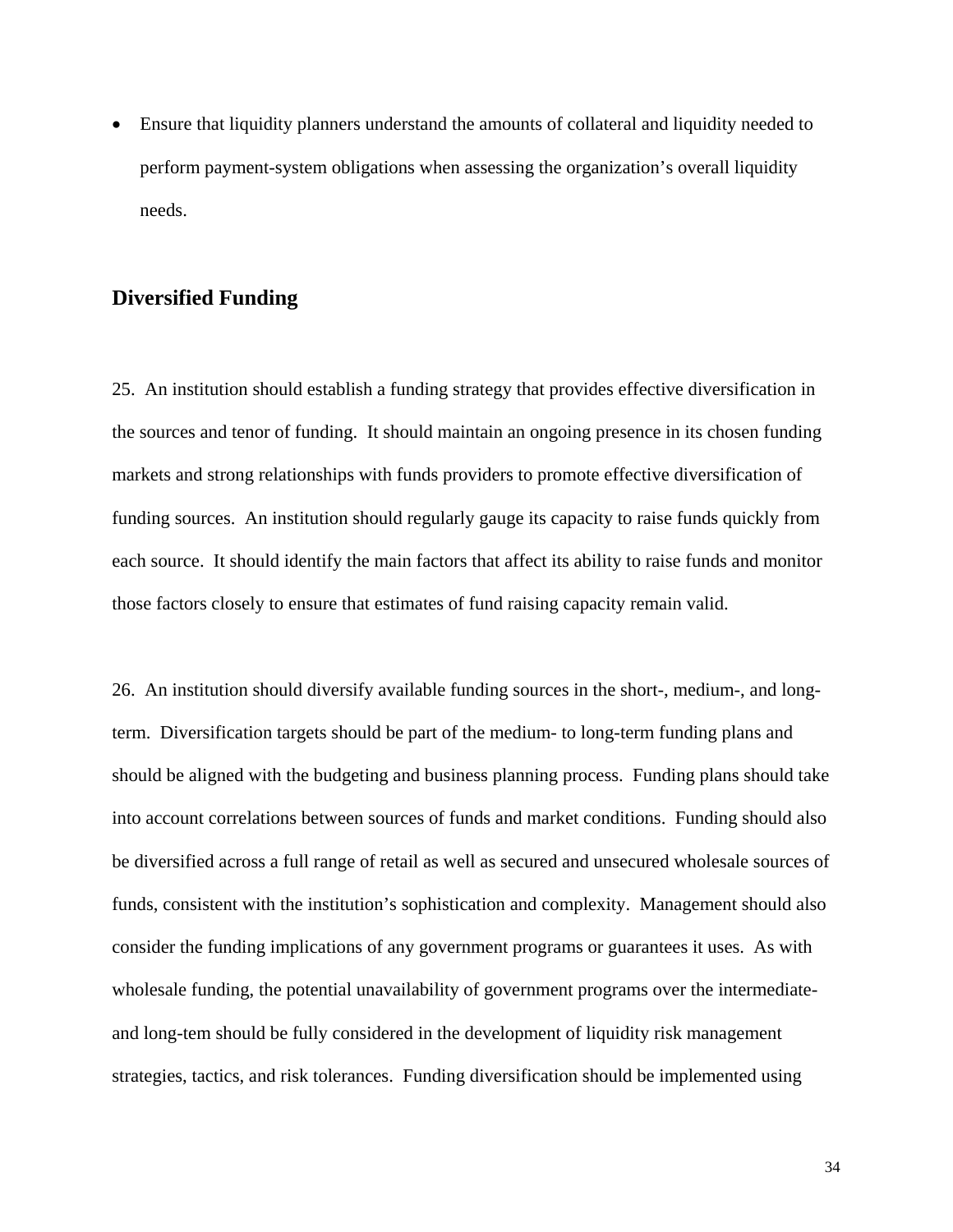- Ensure that liquidity planners understand the amounts of collateral and liquidity needed to perform payment-system obligations when assessing the organization's overall liquidity needs.

## Diversified Funding

25.  An institution should establish a funding strategy that provides effective diversification in the sources and tenor of funding.  It should maintain an ongoing presence in its chosen funding markets and strong relationships with funds providers to promote effective diversification of funding sources.  An institution should regularly gauge its capacity to raise funds quickly from each source.  It should identify the main factors that affect its ability to raise funds and monitor those factors closely to ensure that estimates of fund raising capacity remain valid.

26.  An institution should diversify available funding sources in the short-, medium-, and long-term.  Diversification targets should be part of the medium- to long-term funding plans and should be aligned with the budgeting and business planning process.  Funding plans should take into account correlations between sources of funds and market conditions.  Funding should also be diversified across a full range of retail as well as secured and unsecured wholesale sources of funds, consistent with the institution's sophistication and complexity.  Management should also consider the funding implications of any government programs or guarantees it uses.  As with wholesale funding, the potential unavailability of government programs over the intermediate- and long-tem should be fully considered in the development of liquidity risk management strategies, tactics, and risk tolerances.  Funding diversification should be implemented using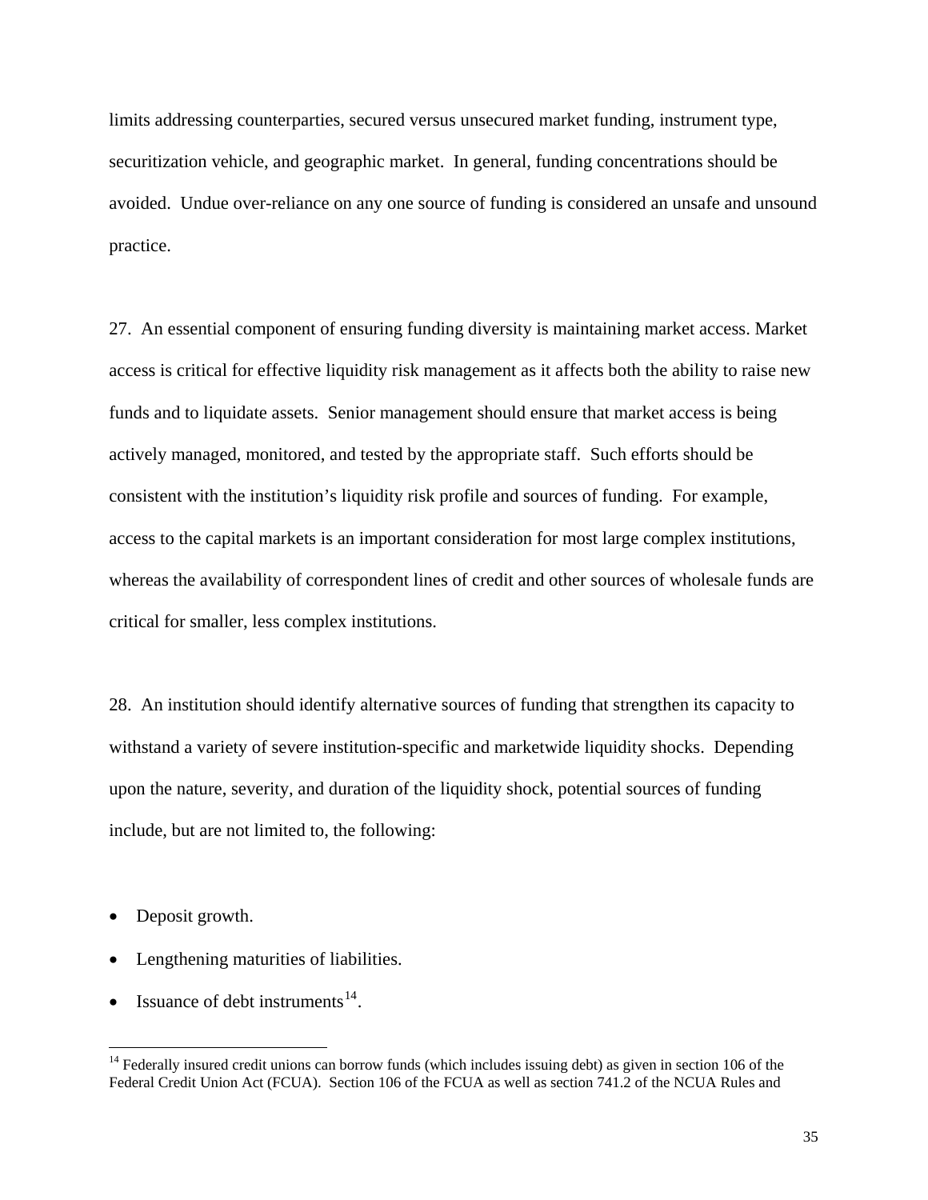limits addressing counterparties, secured versus unsecured market funding, instrument type, securitization vehicle, and geographic market. In general, funding concentrations should be avoided. Undue over-reliance on any one source of funding is considered an unsafe and unsound practice.

27. An essential component of ensuring funding diversity is maintaining market access. Market access is critical for effective liquidity risk management as it affects both the ability to raise new funds and to liquidate assets. Senior management should ensure that market access is being actively managed, monitored, and tested by the appropriate staff. Such efforts should be consistent with the institution's liquidity risk profile and sources of funding. For example, access to the capital markets is an important consideration for most large complex institutions, whereas the availability of correspondent lines of credit and other sources of wholesale funds are critical for smaller, less complex institutions.

28. An institution should identify alternative sources of funding that strengthen its capacity to withstand a variety of severe institution-specific and marketwide liquidity shocks. Depending upon the nature, severity, and duration of the liquidity shock, potential sources of funding include, but are not limited to, the following:

- Deposit growth.
- Lengthening maturities of liabilities.
- Issuance of debt instruments[14].

---

[14] Federally insured credit unions can borrow funds (which includes issuing debt) as given in section 106 of the Federal Credit Union Act (FCUA). Section 106 of the FCUA as well as section 741.2 of the NCUA Rules and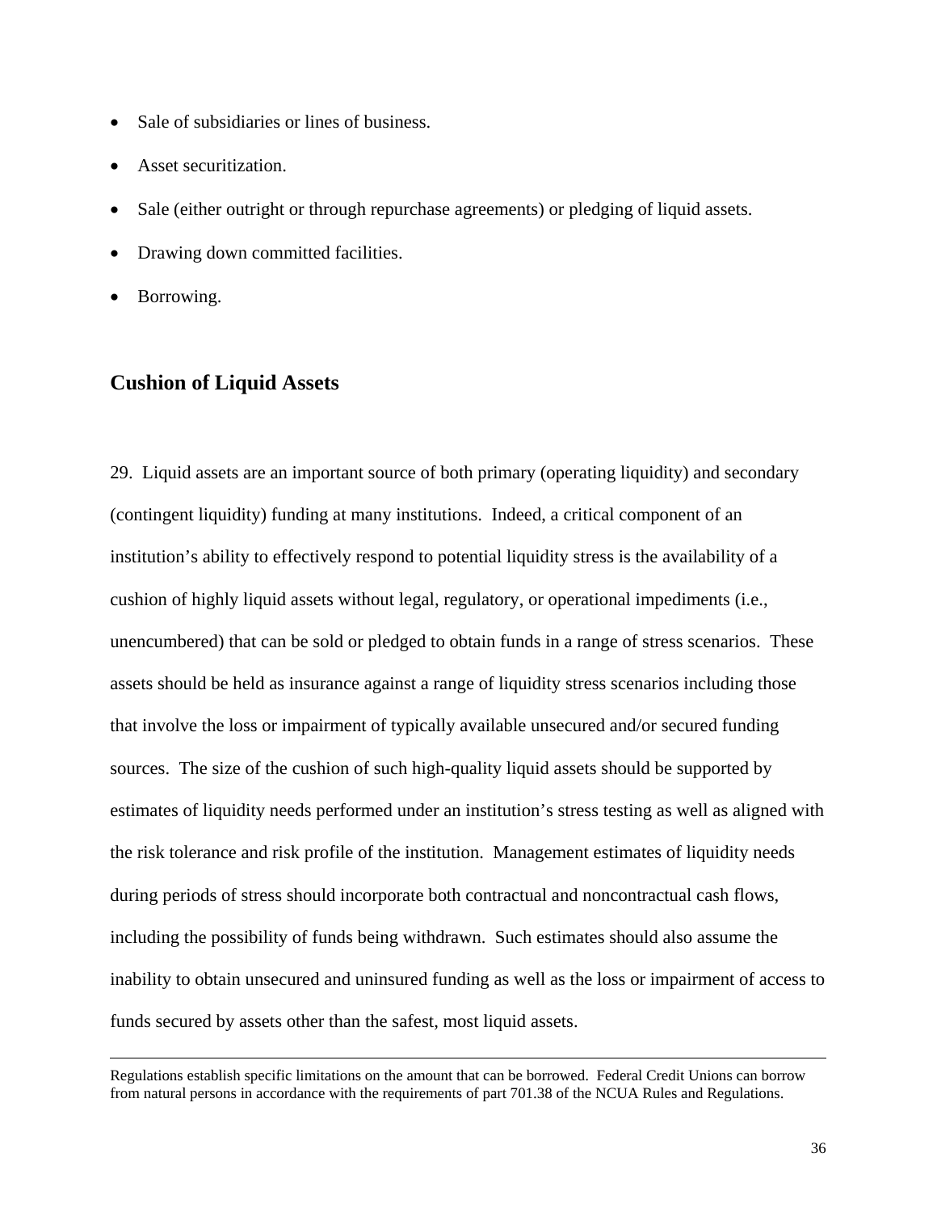- Sale of subsidiaries or lines of business.
- Asset securitization.
- Sale (either outright or through repurchase agreements) or pledging of liquid assets.
- Drawing down committed facilities.
- Borrowing.

## Cushion of Liquid Assets

29. Liquid assets are an important source of both primary (operating liquidity) and secondary (contingent liquidity) funding at many institutions. Indeed, a critical component of an institution's ability to effectively respond to potential liquidity stress is the availability of a cushion of highly liquid assets without legal, regulatory, or operational impediments (i.e., unencumbered) that can be sold or pledged to obtain funds in a range of stress scenarios. These assets should be held as insurance against a range of liquidity stress scenarios including those that involve the loss or impairment of typically available unsecured and/or secured funding sources. The size of the cushion of such high-quality liquid assets should be supported by estimates of liquidity needs performed under an institution's stress testing as well as aligned with the risk tolerance and risk profile of the institution. Management estimates of liquidity needs during periods of stress should incorporate both contractual and noncontractual cash flows, including the possibility of funds being withdrawn. Such estimates should also assume the inability to obtain unsecured and uninsured funding as well as the loss or impairment of access to funds secured by assets other than the safest, most liquid assets.

---

Regulations establish specific limitations on the amount that can be borrowed. Federal Credit Unions can borrow from natural persons in accordance with the requirements of part 701.38 of the NCUA Rules and Regulations.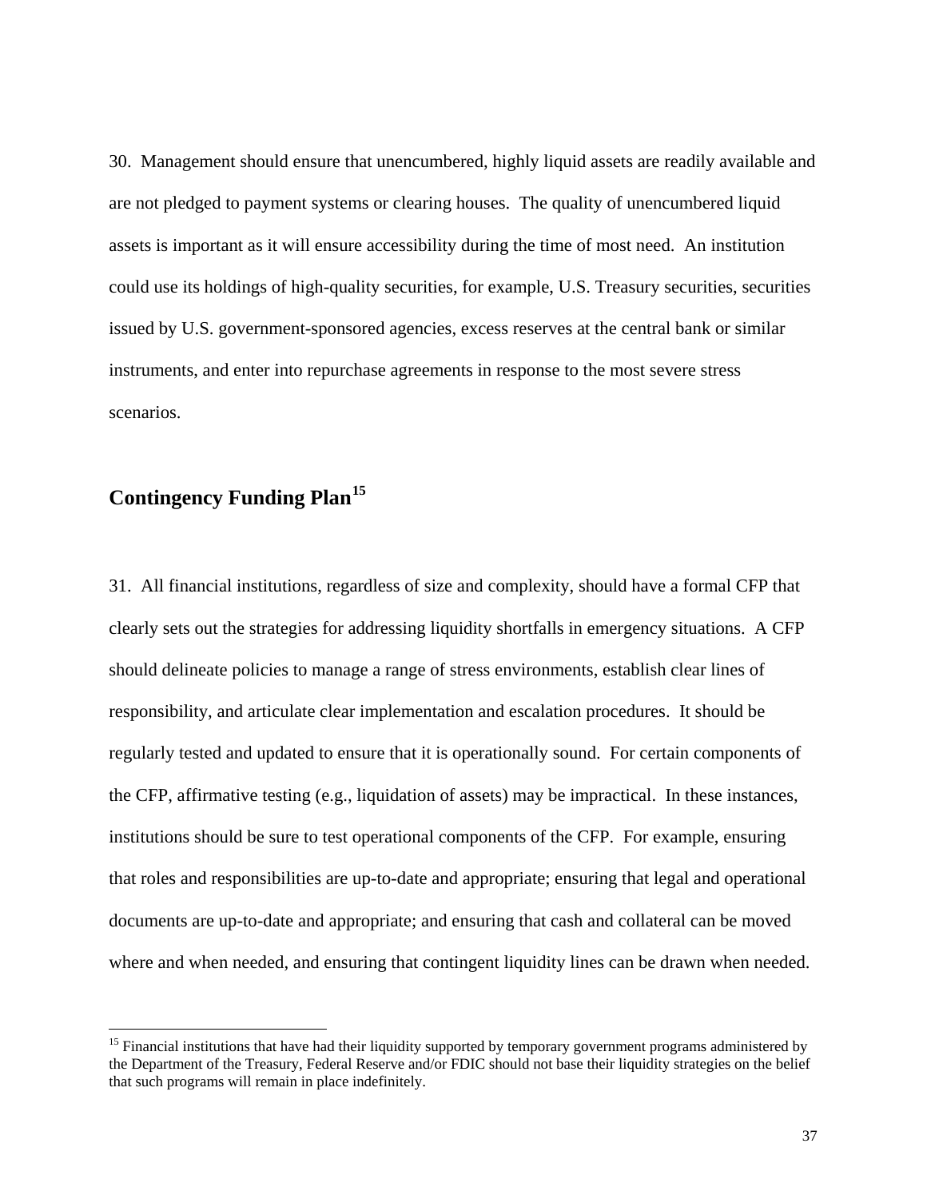30. Management should ensure that unencumbered, highly liquid assets are readily available and are not pledged to payment systems or clearing houses. The quality of unencumbered liquid assets is important as it will ensure accessibility during the time of most need. An institution could use its holdings of high-quality securities, for example, U.S. Treasury securities, securities issued by U.S. government-sponsored agencies, excess reserves at the central bank or similar instruments, and enter into repurchase agreements in response to the most severe stress scenarios.

## Contingency Funding Plan[15]

31. All financial institutions, regardless of size and complexity, should have a formal CFP that clearly sets out the strategies for addressing liquidity shortfalls in emergency situations. A CFP should delineate policies to manage a range of stress environments, establish clear lines of responsibility, and articulate clear implementation and escalation procedures. It should be regularly tested and updated to ensure that it is operationally sound. For certain components of the CFP, affirmative testing (e.g., liquidation of assets) may be impractical. In these instances, institutions should be sure to test operational components of the CFP. For example, ensuring that roles and responsibilities are up-to-date and appropriate; ensuring that legal and operational documents are up-to-date and appropriate; and ensuring that cash and collateral can be moved where and when needed, and ensuring that contingent liquidity lines can be drawn when needed.

---

[15] Financial institutions that have had their liquidity supported by temporary government programs administered by the Department of the Treasury, Federal Reserve and/or FDIC should not base their liquidity strategies on the belief that such programs will remain in place indefinitely.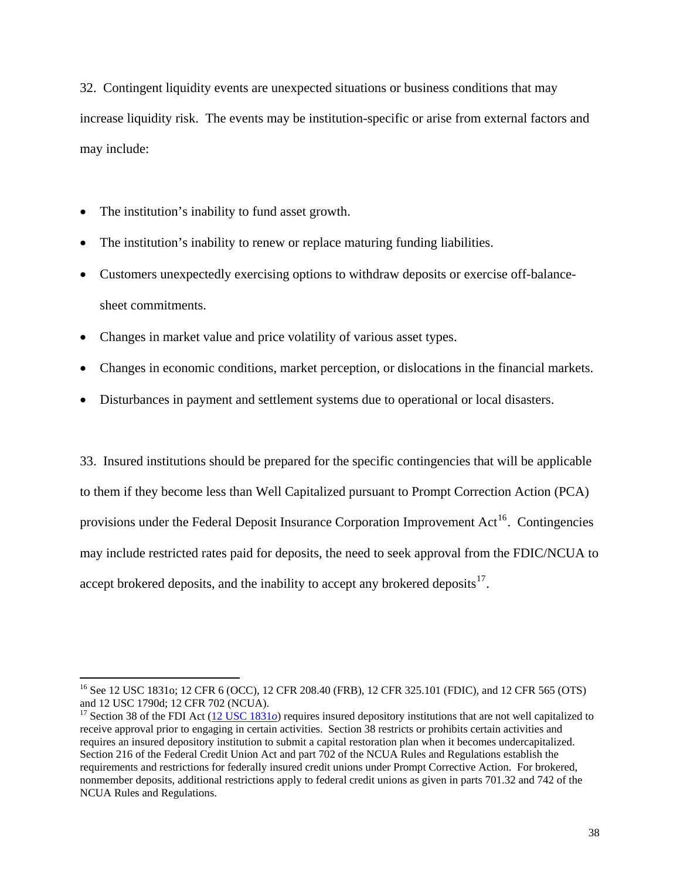32. Contingent liquidity events are unexpected situations or business conditions that may increase liquidity risk. The events may be institution-specific or arise from external factors and may include:

- The institution's inability to fund asset growth.
- The institution's inability to renew or replace maturing funding liabilities.
- Customers unexpectedly exercising options to withdraw deposits or exercise off-balance-sheet commitments.
- Changes in market value and price volatility of various asset types.
- Changes in economic conditions, market perception, or dislocations in the financial markets.
- Disturbances in payment and settlement systems due to operational or local disasters.

33. Insured institutions should be prepared for the specific contingencies that will be applicable to them if they become less than Well Capitalized pursuant to Prompt Correction Action (PCA) provisions under the Federal Deposit Insurance Corporation Improvement Act[16]. Contingencies may include restricted rates paid for deposits, the need to seek approval from the FDIC/NCUA to accept brokered deposits, and the inability to accept any brokered deposits[17].

---

[16] See 12 USC 1831o; 12 CFR 6 (OCC), 12 CFR 208.40 (FRB), 12 CFR 325.101 (FDIC), and 12 CFR 565 (OTS) and 12 USC 1790d; 12 CFR 702 (NCUA).

[17] Section 38 of the FDI Act (12 USC 1831*o*) requires insured depository institutions that are not well capitalized to receive approval prior to engaging in certain activities. Section 38 restricts or prohibits certain activities and requires an insured depository institution to submit a capital restoration plan when it becomes undercapitalized. Section 216 of the Federal Credit Union Act and part 702 of the NCUA Rules and Regulations establish the requirements and restrictions for federally insured credit unions under Prompt Corrective Action. For brokered, nonmember deposits, additional restrictions apply to federal credit unions as given in parts 701.32 and 742 of the NCUA Rules and Regulations.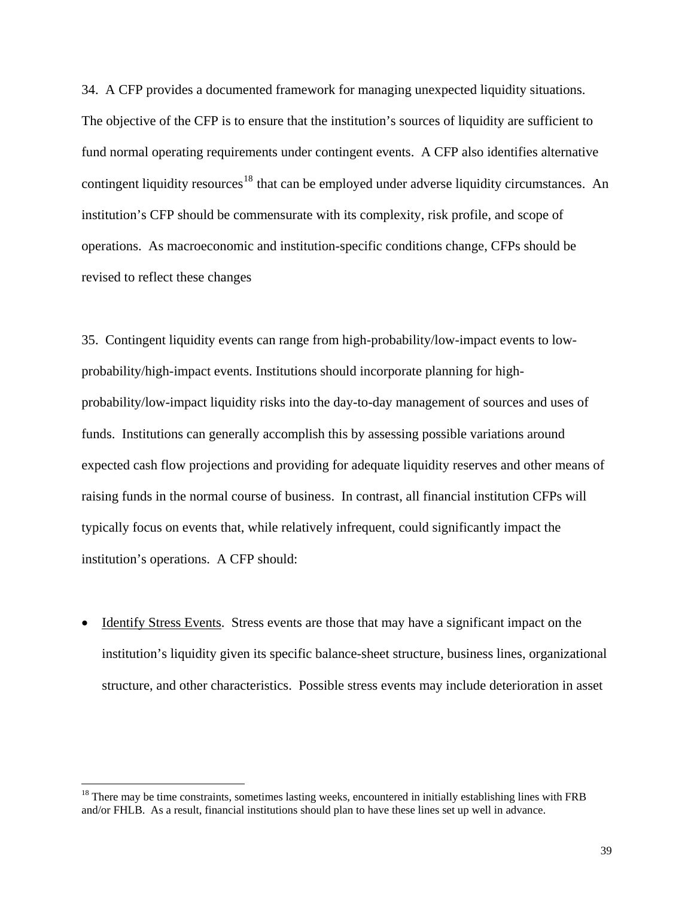34. A CFP provides a documented framework for managing unexpected liquidity situations. The objective of the CFP is to ensure that the institution's sources of liquidity are sufficient to fund normal operating requirements under contingent events. A CFP also identifies alternative contingent liquidity resources[18] that can be employed under adverse liquidity circumstances. An institution's CFP should be commensurate with its complexity, risk profile, and scope of operations. As macroeconomic and institution-specific conditions change, CFPs should be revised to reflect these changes

35. Contingent liquidity events can range from high-probability/low-impact events to low-probability/high-impact events. Institutions should incorporate planning for high-probability/low-impact liquidity risks into the day-to-day management of sources and uses of funds. Institutions can generally accomplish this by assessing possible variations around expected cash flow projections and providing for adequate liquidity reserves and other means of raising funds in the normal course of business. In contrast, all financial institution CFPs will typically focus on events that, while relatively infrequent, could significantly impact the institution's operations. A CFP should:

- Identify Stress Events. Stress events are those that may have a significant impact on the institution's liquidity given its specific balance-sheet structure, business lines, organizational structure, and other characteristics. Possible stress events may include deterioration in asset

---

[18] There may be time constraints, sometimes lasting weeks, encountered in initially establishing lines with FRB and/or FHLB. As a result, financial institutions should plan to have these lines set up well in advance.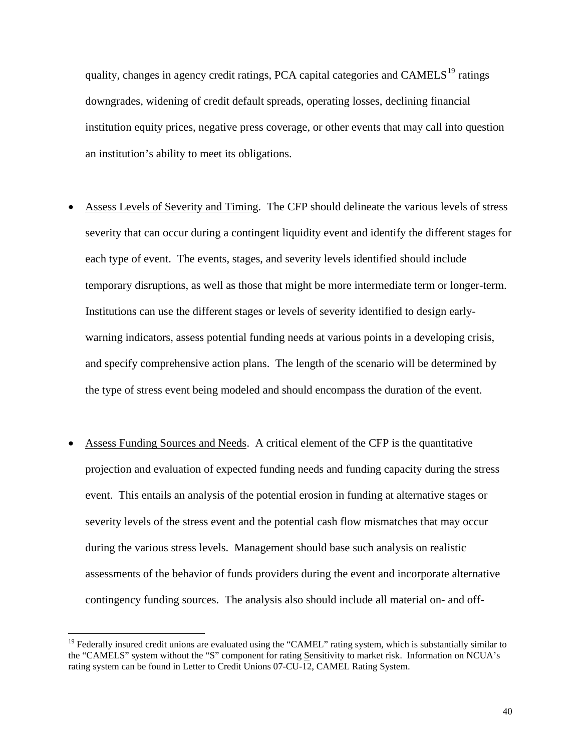quality, changes in agency credit ratings, PCA capital categories and CAMELS[19] ratings downgrades, widening of credit default spreads, operating losses, declining financial institution equity prices, negative press coverage, or other events that may call into question an institution's ability to meet its obligations.

- Assess Levels of Severity and Timing. The CFP should delineate the various levels of stress severity that can occur during a contingent liquidity event and identify the different stages for each type of event. The events, stages, and severity levels identified should include temporary disruptions, as well as those that might be more intermediate term or longer-term. Institutions can use the different stages or levels of severity identified to design early-warning indicators, assess potential funding needs at various points in a developing crisis, and specify comprehensive action plans. The length of the scenario will be determined by the type of stress event being modeled and should encompass the duration of the event.

- Assess Funding Sources and Needs. A critical element of the CFP is the quantitative projection and evaluation of expected funding needs and funding capacity during the stress event. This entails an analysis of the potential erosion in funding at alternative stages or severity levels of the stress event and the potential cash flow mismatches that may occur during the various stress levels. Management should base such analysis on realistic assessments of the behavior of funds providers during the event and incorporate alternative contingency funding sources. The analysis also should include all material on- and off-

---

[19] Federally insured credit unions are evaluated using the "CAMEL" rating system, which is substantially similar to the "CAMELS" system without the "S" component for rating Sensitivity to market risk. Information on NCUA's rating system can be found in Letter to Credit Unions 07-CU-12, CAMEL Rating System.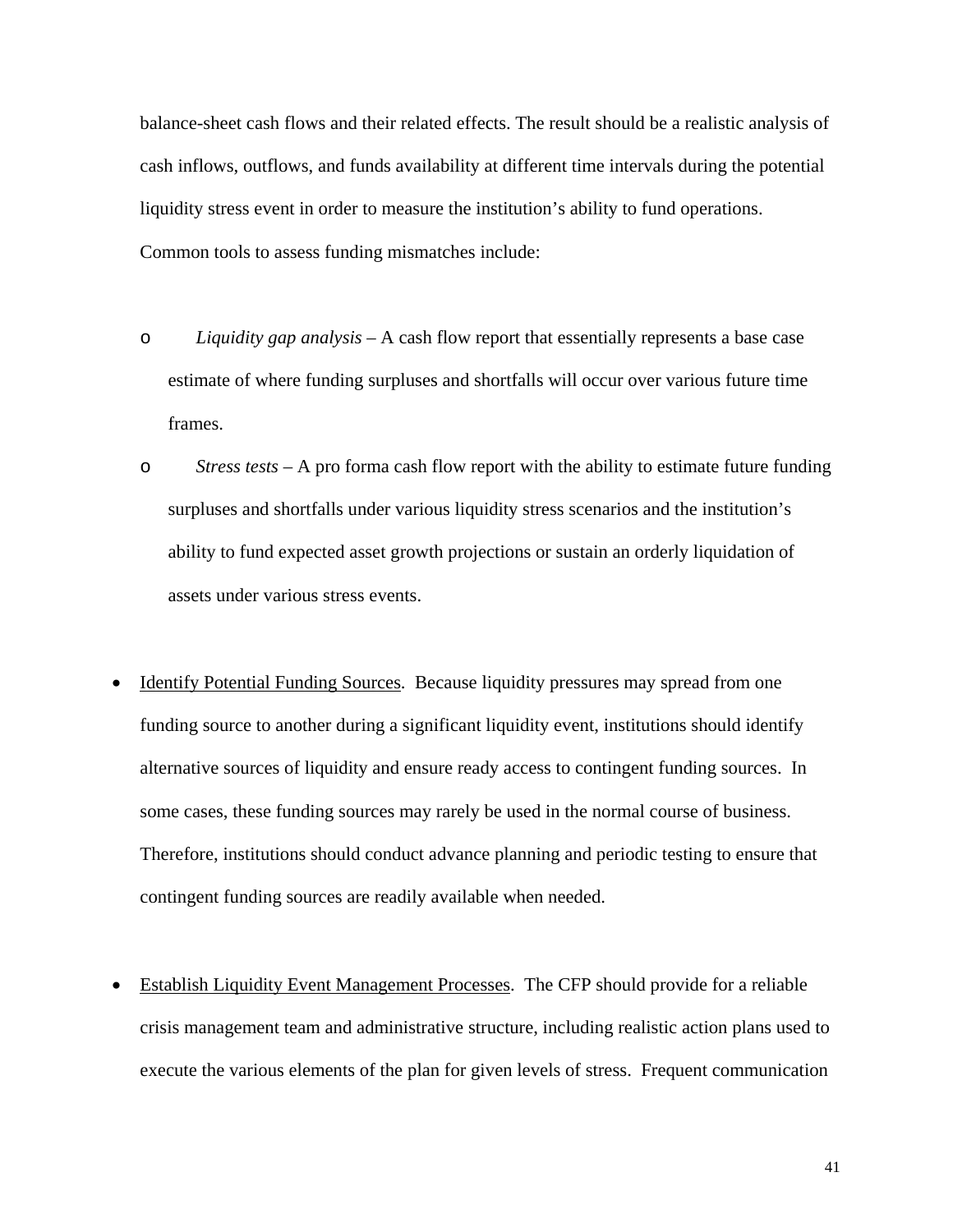balance-sheet cash flows and their related effects. The result should be a realistic analysis of cash inflows, outflows, and funds availability at different time intervals during the potential liquidity stress event in order to measure the institution's ability to fund operations. Common tools to assess funding mismatches include:

  - *Liquidity gap analysis* – A cash flow report that essentially represents a base case estimate of where funding surpluses and shortfalls will occur over various future time frames.
  - *Stress tests* – A pro forma cash flow report with the ability to estimate future funding surpluses and shortfalls under various liquidity stress scenarios and the institution's ability to fund expected asset growth projections or sustain an orderly liquidation of assets under various stress events.

- <u>Identify Potential Funding Sources</u>. Because liquidity pressures may spread from one funding source to another during a significant liquidity event, institutions should identify alternative sources of liquidity and ensure ready access to contingent funding sources. In some cases, these funding sources may rarely be used in the normal course of business. Therefore, institutions should conduct advance planning and periodic testing to ensure that contingent funding sources are readily available when needed.

- <u>Establish Liquidity Event Management Processes</u>. The CFP should provide for a reliable crisis management team and administrative structure, including realistic action plans used to execute the various elements of the plan for given levels of stress. Frequent communication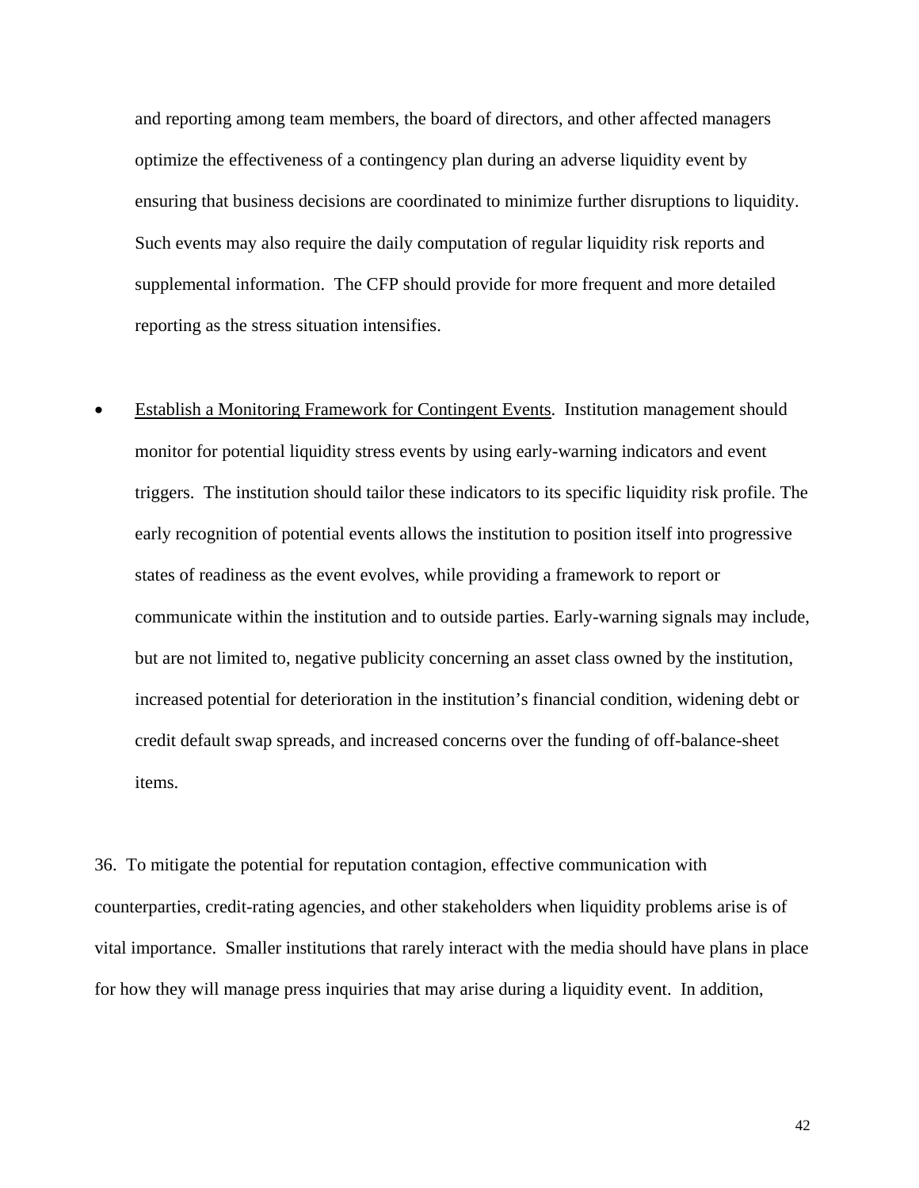and reporting among team members, the board of directors, and other affected managers optimize the effectiveness of a contingency plan during an adverse liquidity event by ensuring that business decisions are coordinated to minimize further disruptions to liquidity. Such events may also require the daily computation of regular liquidity risk reports and supplemental information. The CFP should provide for more frequent and more detailed reporting as the stress situation intensifies.

- <u>Establish a Monitoring Framework for Contingent Events</u>. Institution management should monitor for potential liquidity stress events by using early-warning indicators and event triggers. The institution should tailor these indicators to its specific liquidity risk profile. The early recognition of potential events allows the institution to position itself into progressive states of readiness as the event evolves, while providing a framework to report or communicate within the institution and to outside parties. Early-warning signals may include, but are not limited to, negative publicity concerning an asset class owned by the institution, increased potential for deterioration in the institution's financial condition, widening debt or credit default swap spreads, and increased concerns over the funding of off-balance-sheet items.

36. To mitigate the potential for reputation contagion, effective communication with counterparties, credit-rating agencies, and other stakeholders when liquidity problems arise is of vital importance. Smaller institutions that rarely interact with the media should have plans in place for how they will manage press inquiries that may arise during a liquidity event. In addition,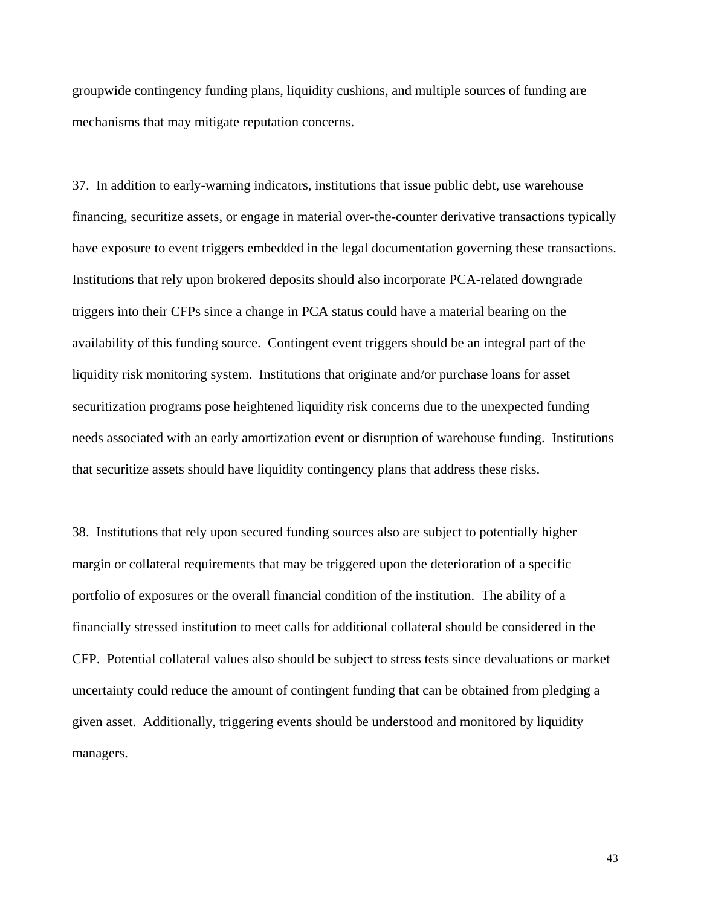groupwide contingency funding plans, liquidity cushions, and multiple sources of funding are mechanisms that may mitigate reputation concerns.

37. In addition to early-warning indicators, institutions that issue public debt, use warehouse financing, securitize assets, or engage in material over-the-counter derivative transactions typically have exposure to event triggers embedded in the legal documentation governing these transactions. Institutions that rely upon brokered deposits should also incorporate PCA-related downgrade triggers into their CFPs since a change in PCA status could have a material bearing on the availability of this funding source. Contingent event triggers should be an integral part of the liquidity risk monitoring system. Institutions that originate and/or purchase loans for asset securitization programs pose heightened liquidity risk concerns due to the unexpected funding needs associated with an early amortization event or disruption of warehouse funding. Institutions that securitize assets should have liquidity contingency plans that address these risks.

38. Institutions that rely upon secured funding sources also are subject to potentially higher margin or collateral requirements that may be triggered upon the deterioration of a specific portfolio of exposures or the overall financial condition of the institution. The ability of a financially stressed institution to meet calls for additional collateral should be considered in the CFP. Potential collateral values also should be subject to stress tests since devaluations or market uncertainty could reduce the amount of contingent funding that can be obtained from pledging a given asset. Additionally, triggering events should be understood and monitored by liquidity managers.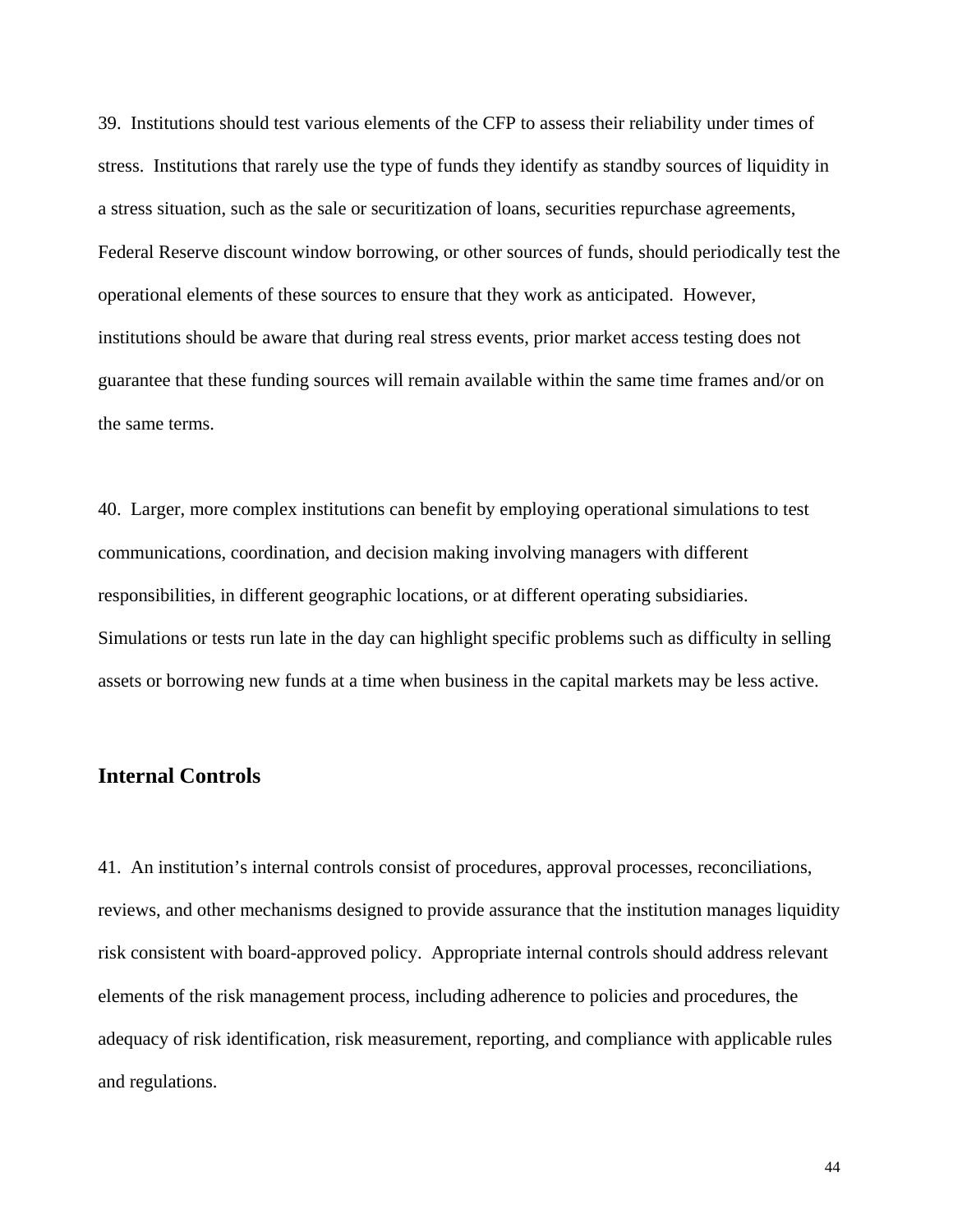39. Institutions should test various elements of the CFP to assess their reliability under times of stress. Institutions that rarely use the type of funds they identify as standby sources of liquidity in a stress situation, such as the sale or securitization of loans, securities repurchase agreements, Federal Reserve discount window borrowing, or other sources of funds, should periodically test the operational elements of these sources to ensure that they work as anticipated. However, institutions should be aware that during real stress events, prior market access testing does not guarantee that these funding sources will remain available within the same time frames and/or on the same terms.

40. Larger, more complex institutions can benefit by employing operational simulations to test communications, coordination, and decision making involving managers with different responsibilities, in different geographic locations, or at different operating subsidiaries. Simulations or tests run late in the day can highlight specific problems such as difficulty in selling assets or borrowing new funds at a time when business in the capital markets may be less active.

## Internal Controls

41. An institution's internal controls consist of procedures, approval processes, reconciliations, reviews, and other mechanisms designed to provide assurance that the institution manages liquidity risk consistent with board-approved policy. Appropriate internal controls should address relevant elements of the risk management process, including adherence to policies and procedures, the adequacy of risk identification, risk measurement, reporting, and compliance with applicable rules and regulations.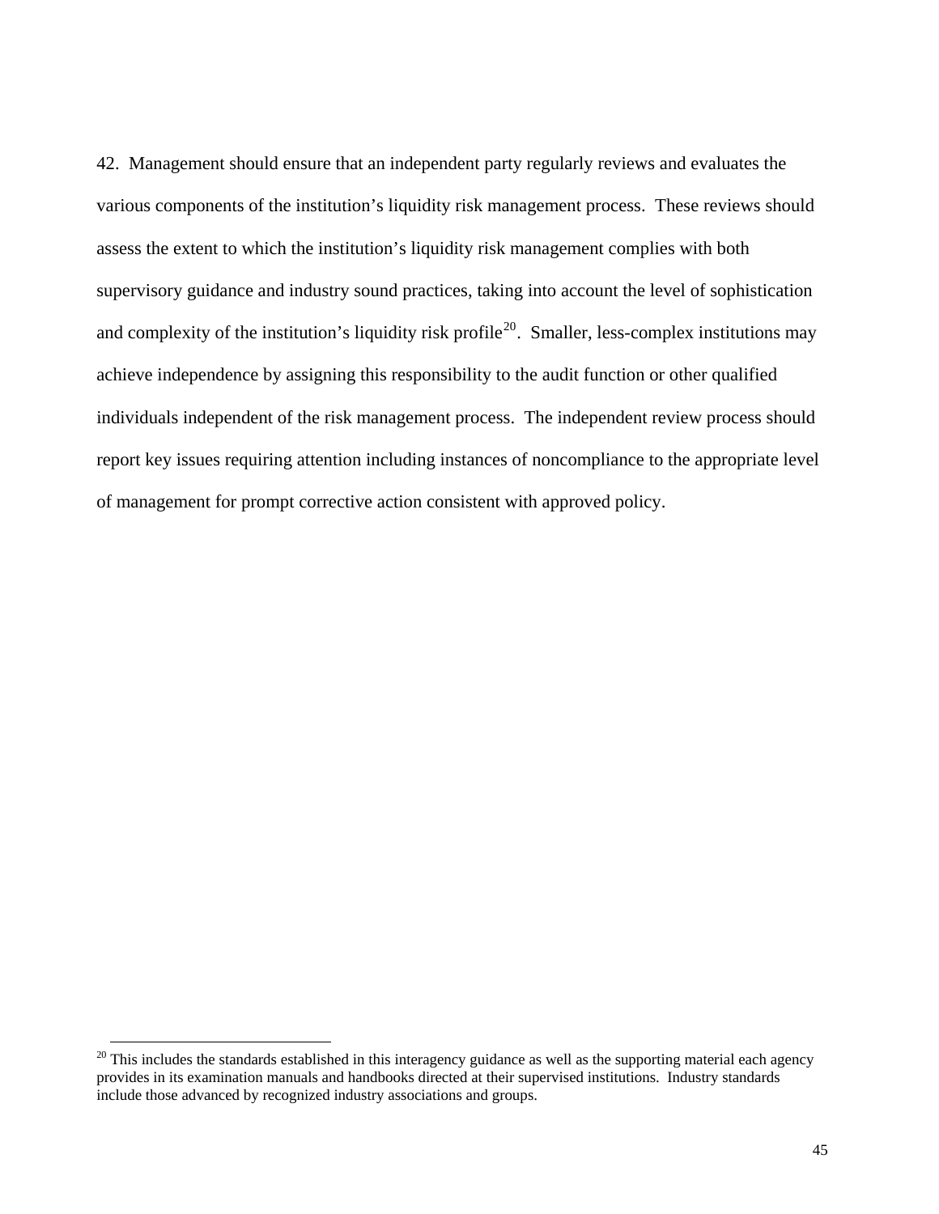42. Management should ensure that an independent party regularly reviews and evaluates the various components of the institution's liquidity risk management process. These reviews should assess the extent to which the institution's liquidity risk management complies with both supervisory guidance and industry sound practices, taking into account the level of sophistication and complexity of the institution's liquidity risk profile[20]. Smaller, less-complex institutions may achieve independence by assigning this responsibility to the audit function or other qualified individuals independent of the risk management process. The independent review process should report key issues requiring attention including instances of noncompliance to the appropriate level of management for prompt corrective action consistent with approved policy.

---

[20] This includes the standards established in this interagency guidance as well as the supporting material each agency provides in its examination manuals and handbooks directed at their supervised institutions. Industry standards include those advanced by recognized industry associations and groups.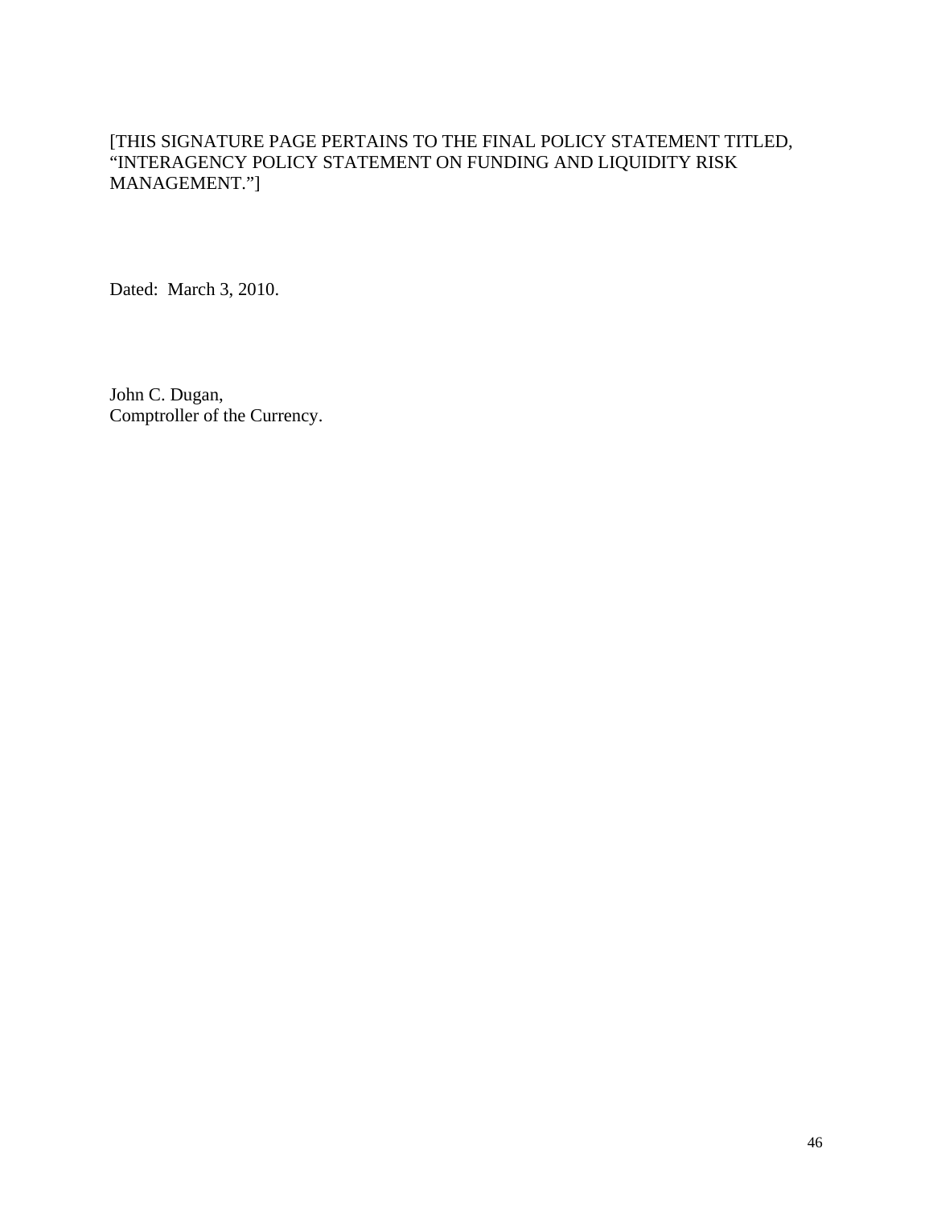[THIS SIGNATURE PAGE PERTAINS TO THE FINAL POLICY STATEMENT TITLED, "INTERAGENCY POLICY STATEMENT ON FUNDING AND LIQUIDITY RISK MANAGEMENT."]

Dated: March 3, 2010.

John C. Dugan,
Comptroller of the Currency.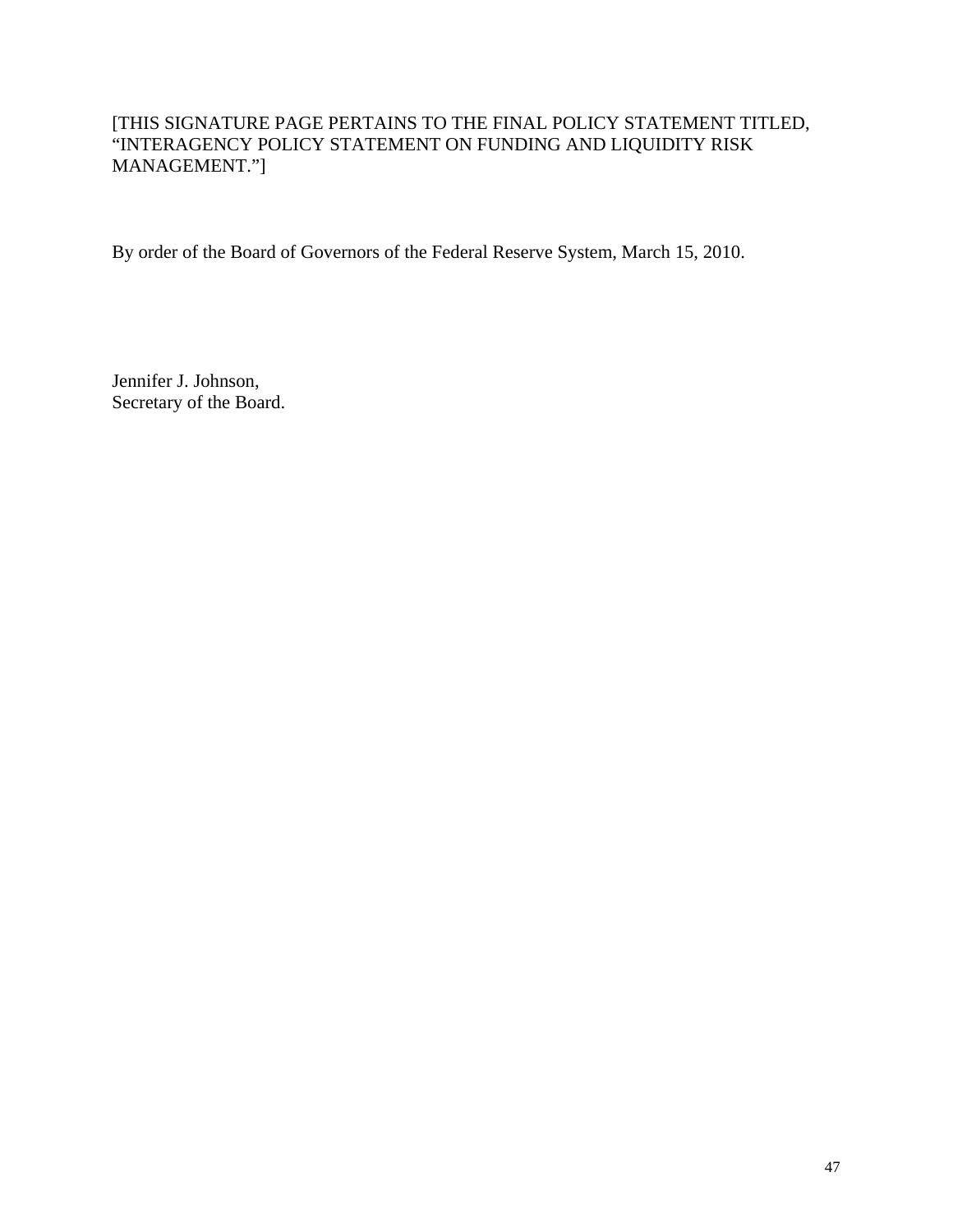[THIS SIGNATURE PAGE PERTAINS TO THE FINAL POLICY STATEMENT TITLED, "INTERAGENCY POLICY STATEMENT ON FUNDING AND LIQUIDITY RISK MANAGEMENT."]

By order of the Board of Governors of the Federal Reserve System, March 15, 2010.

Jennifer J. Johnson,
Secretary of the Board.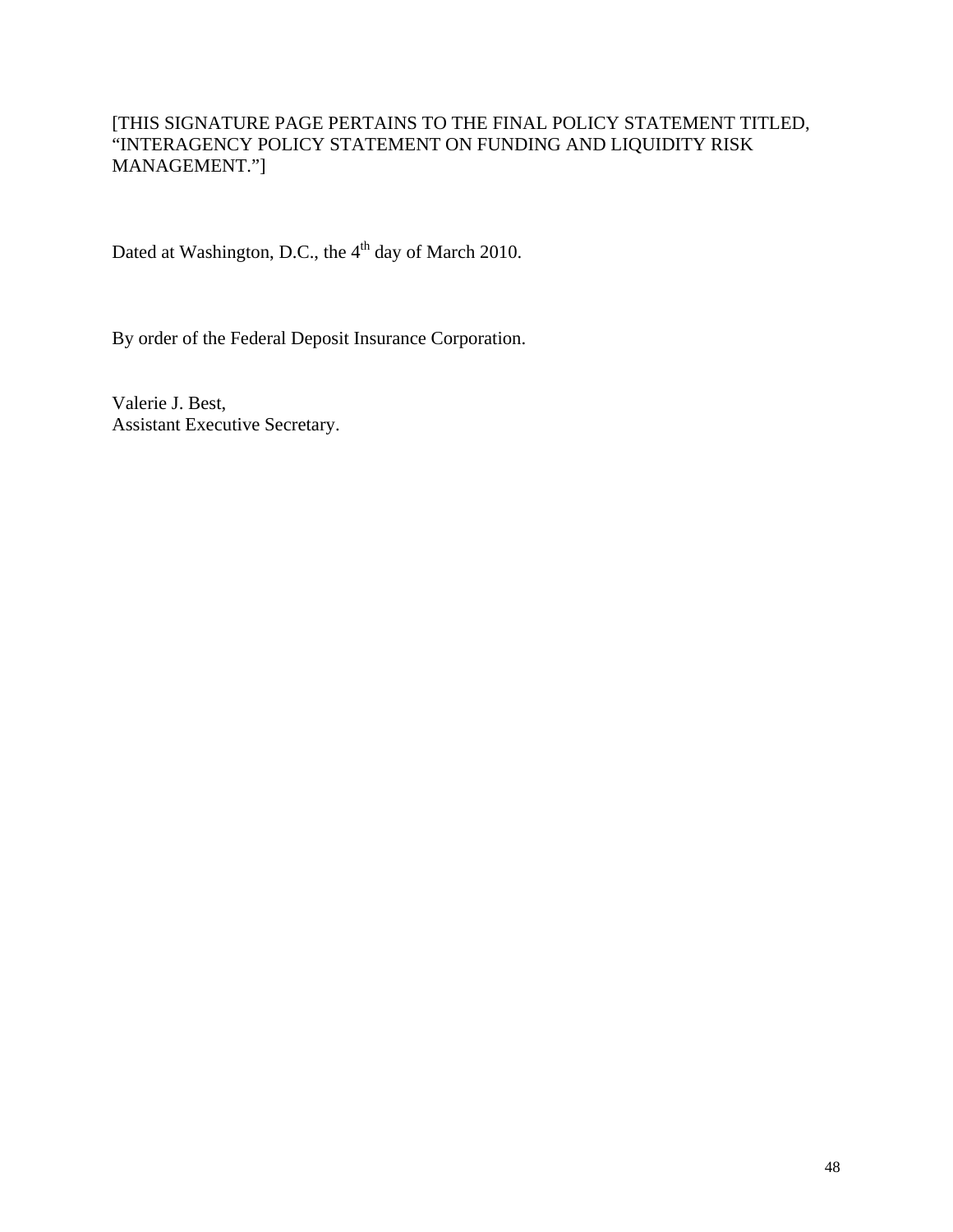[THIS SIGNATURE PAGE PERTAINS TO THE FINAL POLICY STATEMENT TITLED, "INTERAGENCY POLICY STATEMENT ON FUNDING AND LIQUIDITY RISK MANAGEMENT."]

Dated at Washington, D.C., the 4th day of March 2010.

By order of the Federal Deposit Insurance Corporation.

Valerie J. Best,
Assistant Executive Secretary.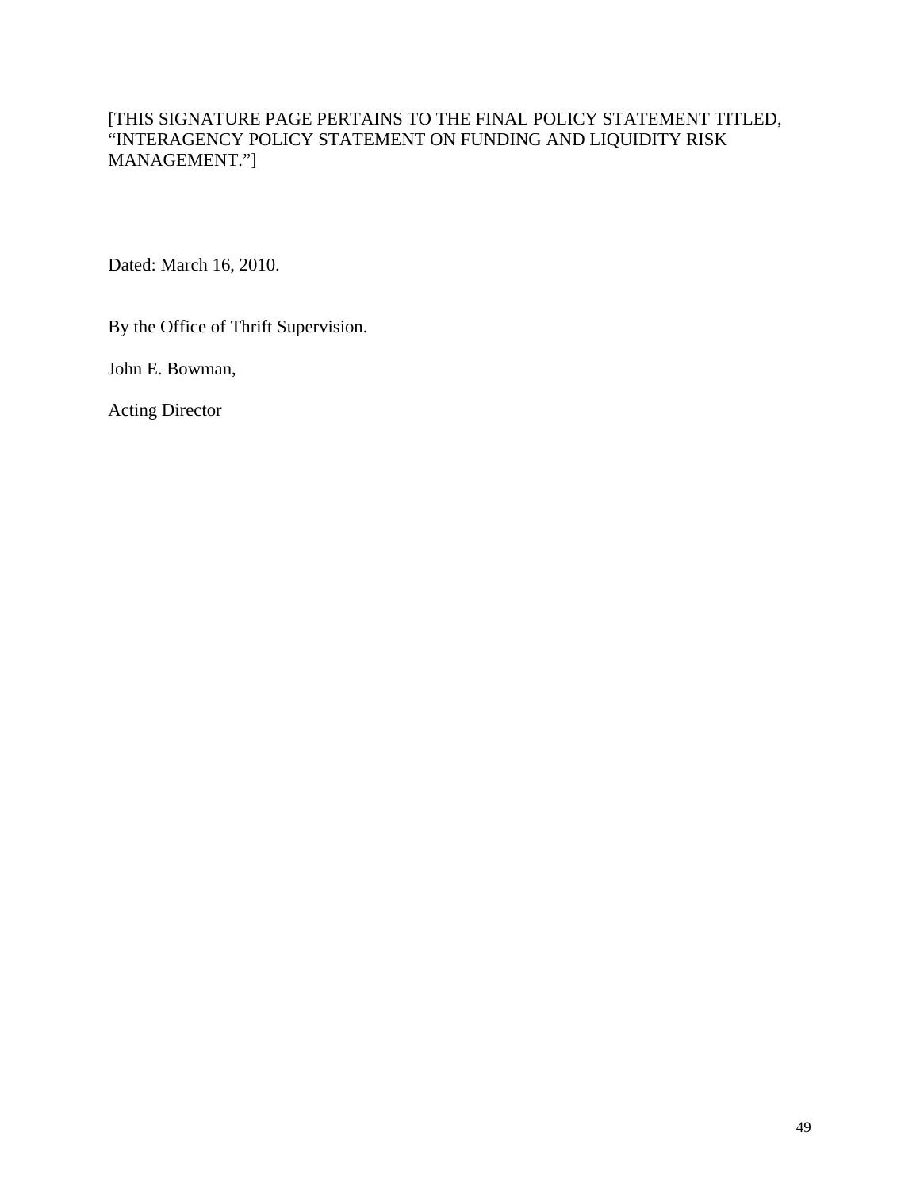[THIS SIGNATURE PAGE PERTAINS TO THE FINAL POLICY STATEMENT TITLED, "INTERAGENCY POLICY STATEMENT ON FUNDING AND LIQUIDITY RISK MANAGEMENT."]

Dated: March 16, 2010.

By the Office of Thrift Supervision.

John E. Bowman,

Acting Director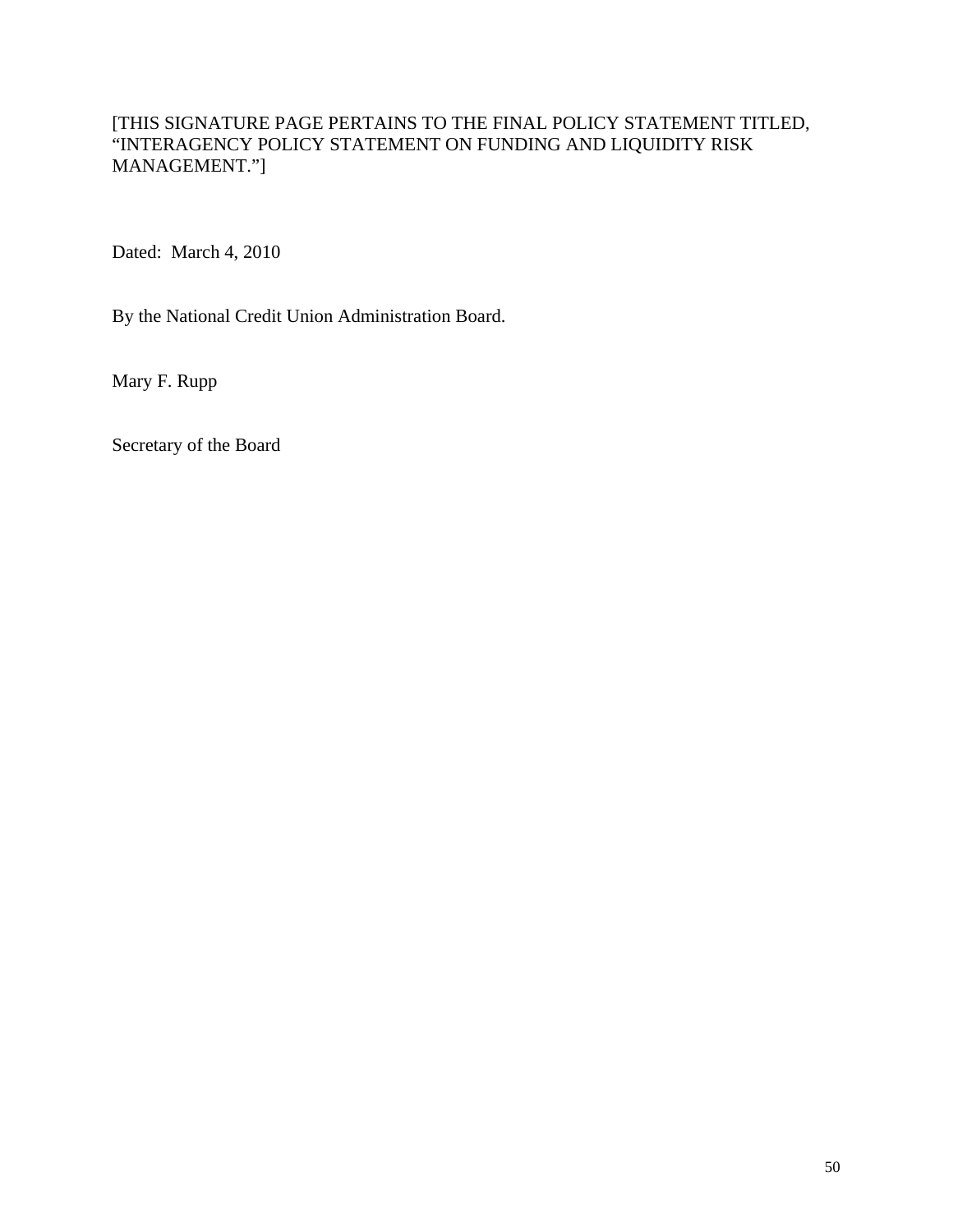[THIS SIGNATURE PAGE PERTAINS TO THE FINAL POLICY STATEMENT TITLED, "INTERAGENCY POLICY STATEMENT ON FUNDING AND LIQUIDITY RISK MANAGEMENT."]

Dated: March 4, 2010

By the National Credit Union Administration Board.

Mary F. Rupp

Secretary of the Board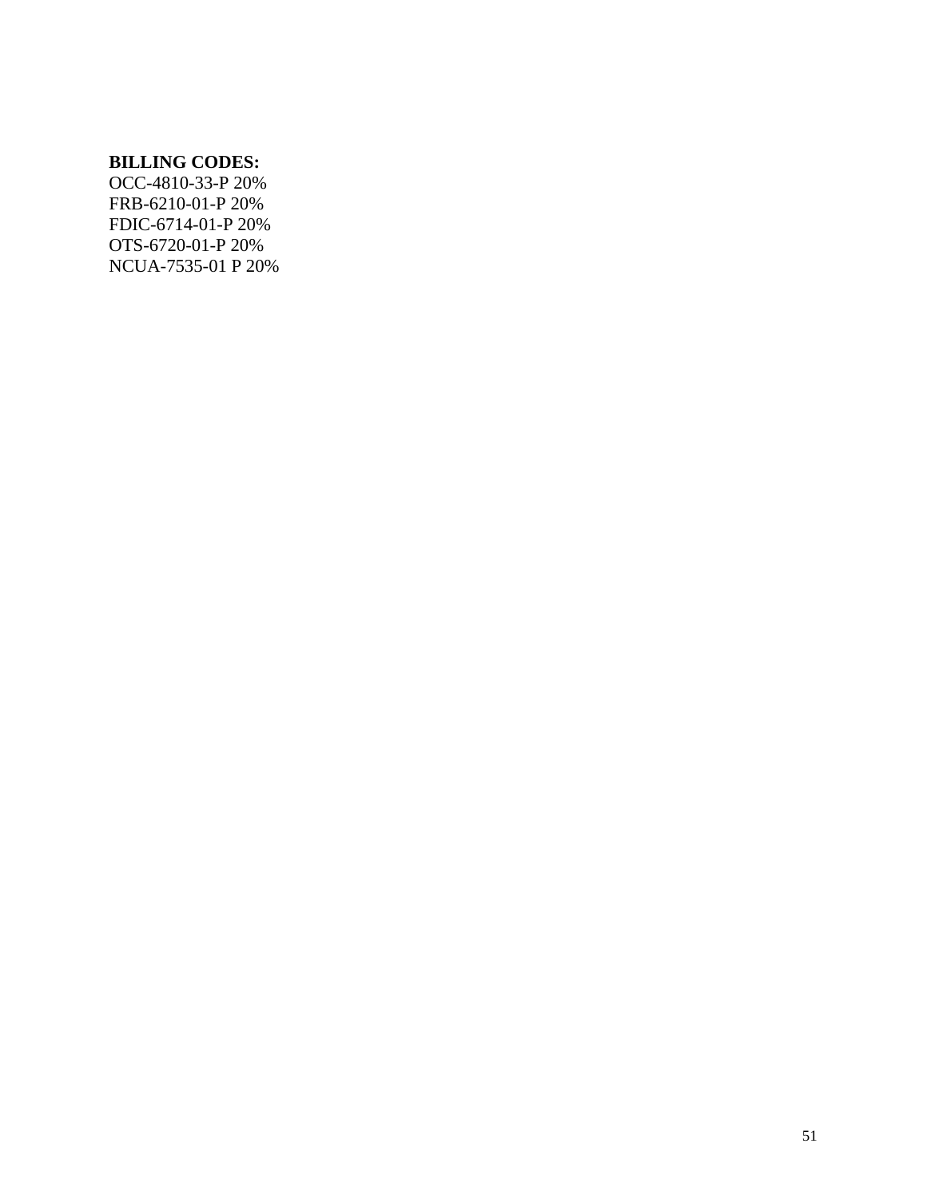**BILLING CODES:**
OCC-4810-33-P 20%
FRB-6210-01-P 20%
FDIC-6714-01-P 20%
OTS-6720-01-P 20%
NCUA-7535-01 P 20%